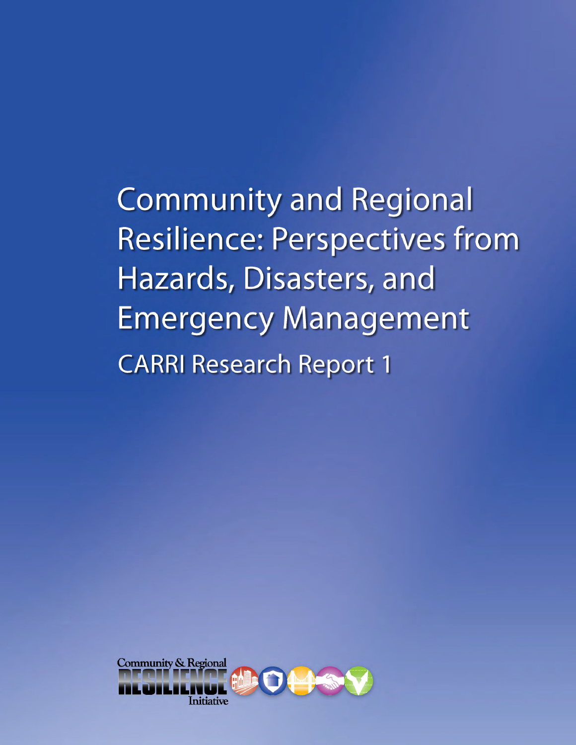# Community and Regional Resilience: Perspectives from Hazards, Disasters, and Emergency Management

## CARRI Research Report 1

Community & Regional RESILIENCE Initiative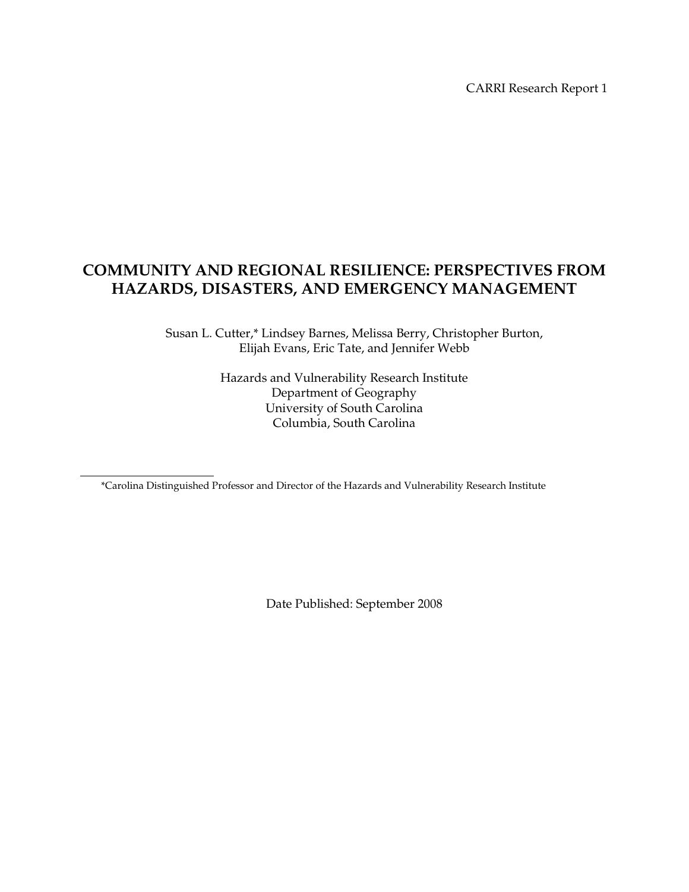CARRI Research Report 1

# COMMUNITY AND REGIONAL RESILIENCE: PERSPECTIVES FROM HAZARDS, DISASTERS, AND EMERGENCY MANAGEMENT

Susan L. Cutter,* Lindsey Barnes, Melissa Berry, Christopher Burton, Elijah Evans, Eric Tate, and Jennifer Webb

Hazards and Vulnerability Research Institute
Department of Geography
University of South Carolina
Columbia, South Carolina

*Carolina Distinguished Professor and Director of the Hazards and Vulnerability Research Institute

Date Published: September 2008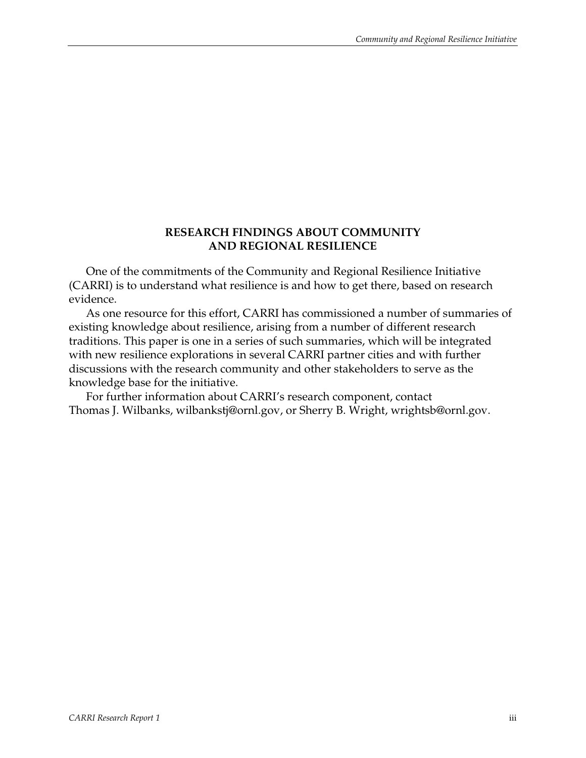## RESEARCH FINDINGS ABOUT COMMUNITY AND REGIONAL RESILIENCE

One of the commitments of the Community and Regional Resilience Initiative (CARRI) is to understand what resilience is and how to get there, based on research evidence.

As one resource for this effort, CARRI has commissioned a number of summaries of existing knowledge about resilience, arising from a number of different research traditions. This paper is one in a series of such summaries, which will be integrated with new resilience explorations in several CARRI partner cities and with further discussions with the research community and other stakeholders to serve as the knowledge base for the initiative.

For further information about CARRI's research component, contact Thomas J. Wilbanks, wilbankstj@ornl.gov, or Sherry B. Wright, wrightsb@ornl.gov.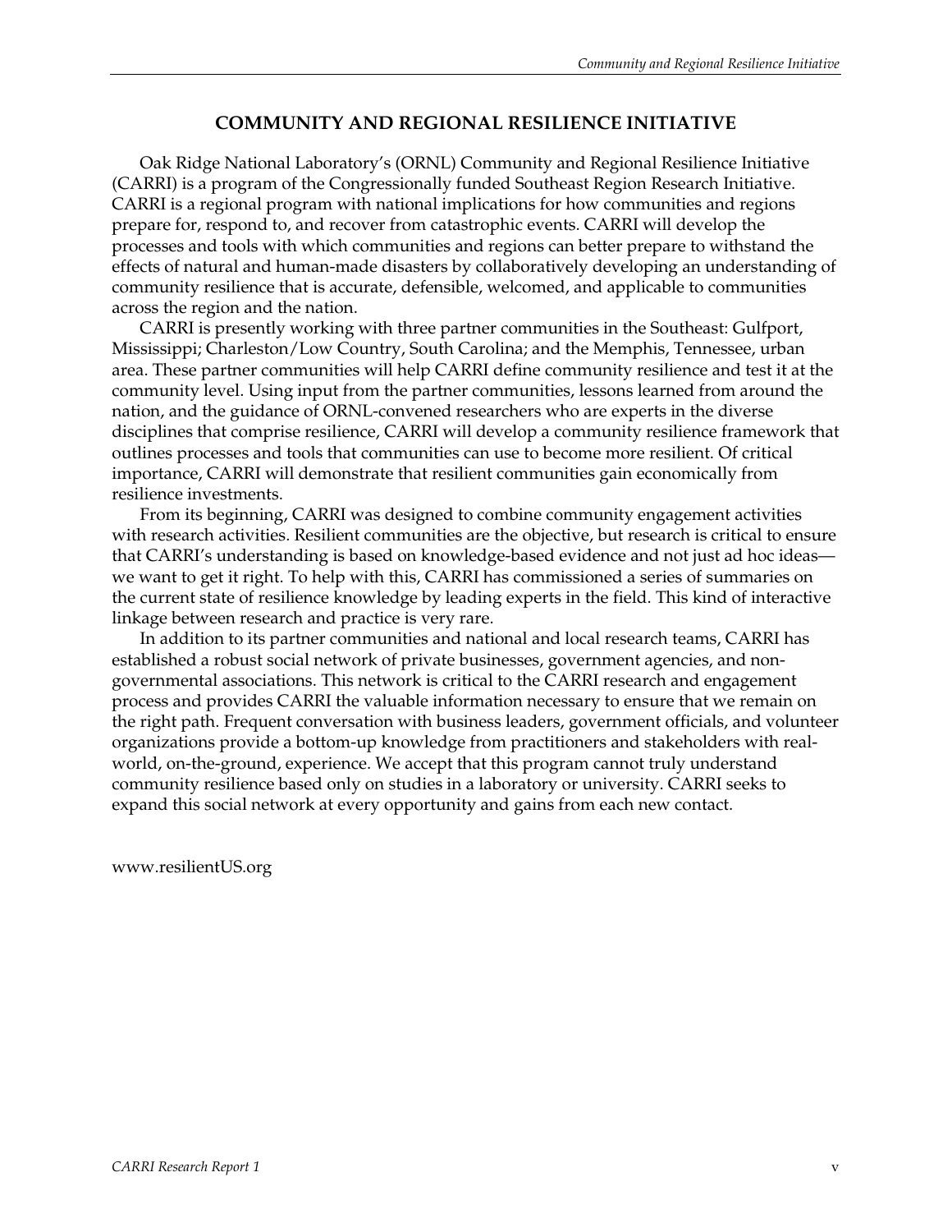# COMMUNITY AND REGIONAL RESILIENCE INITIATIVE

Oak Ridge National Laboratory's (ORNL) Community and Regional Resilience Initiative (CARRI) is a program of the Congressionally funded Southeast Region Research Initiative. CARRI is a regional program with national implications for how communities and regions prepare for, respond to, and recover from catastrophic events. CARRI will develop the processes and tools with which communities and regions can better prepare to withstand the effects of natural and human-made disasters by collaboratively developing an understanding of community resilience that is accurate, defensible, welcomed, and applicable to communities across the region and the nation.

CARRI is presently working with three partner communities in the Southeast: Gulfport, Mississippi; Charleston/Low Country, South Carolina; and the Memphis, Tennessee, urban area. These partner communities will help CARRI define community resilience and test it at the community level. Using input from the partner communities, lessons learned from around the nation, and the guidance of ORNL-convened researchers who are experts in the diverse disciplines that comprise resilience, CARRI will develop a community resilience framework that outlines processes and tools that communities can use to become more resilient. Of critical importance, CARRI will demonstrate that resilient communities gain economically from resilience investments.

From its beginning, CARRI was designed to combine community engagement activities with research activities. Resilient communities are the objective, but research is critical to ensure that CARRI's understanding is based on knowledge-based evidence and not just ad hoc ideas—we want to get it right. To help with this, CARRI has commissioned a series of summaries on the current state of resilience knowledge by leading experts in the field. This kind of interactive linkage between research and practice is very rare.

In addition to its partner communities and national and local research teams, CARRI has established a robust social network of private businesses, government agencies, and non-governmental associations. This network is critical to the CARRI research and engagement process and provides CARRI the valuable information necessary to ensure that we remain on the right path. Frequent conversation with business leaders, government officials, and volunteer organizations provide a bottom-up knowledge from practitioners and stakeholders with real-world, on-the-ground, experience. We accept that this program cannot truly understand community resilience based only on studies in a laboratory or university. CARRI seeks to expand this social network at every opportunity and gains from each new contact.

www.resilientUS.org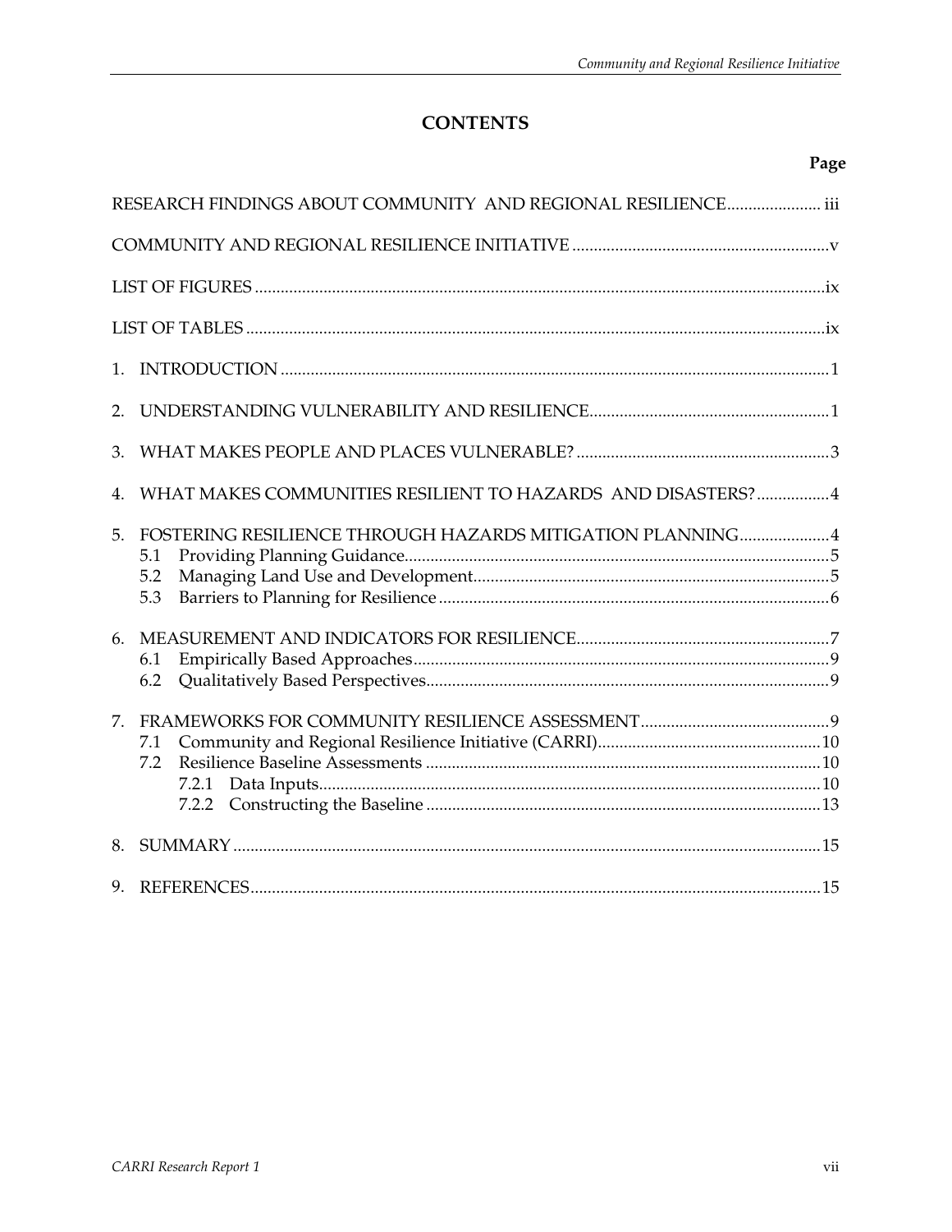# CONTENTS

**Page**

RESEARCH FINDINGS ABOUT COMMUNITY AND REGIONAL RESILIENCE ...................... iii

COMMUNITY AND REGIONAL RESILIENCE INITIATIVE ............................................................v

LIST OF FIGURES ....................................................................................................................ix

LIST OF TABLES ......................................................................................................................ix

1. INTRODUCTION ...............................................................................................................1

2. UNDERSTANDING VULNERABILITY AND RESILIENCE........................................................1

3. WHAT MAKES PEOPLE AND PLACES VULNERABLE? ...........................................................3

4. WHAT MAKES COMMUNITIES RESILIENT TO HAZARDS AND DISASTERS? .................4

5. FOSTERING RESILIENCE THROUGH HAZARDS MITIGATION PLANNING.....................4
   - 5.1 Providing Planning Guidance..................................................................................5
   - 5.2 Managing Land Use and Development..................................................................5
   - 5.3 Barriers to Planning for Resilience ..........................................................................6

6. MEASUREMENT AND INDICATORS FOR RESILIENCE...........................................................7
   - 6.1 Empirically Based Approaches................................................................................9
   - 6.2 Qualitatively Based Perspectives............................................................................9

7. FRAMEWORKS FOR COMMUNITY RESILIENCE ASSESSMENT............................................9
   - 7.1 Community and Regional Resilience Initiative (CARRI)....................................................10
   - 7.2 Resilience Baseline Assessments ...........................................................................10
     - 7.2.1 Data Inputs.....................................................................................................10
     - 7.2.2 Constructing the Baseline ...........................................................................13

8. SUMMARY ........................................................................................................................15

9. REFERENCES....................................................................................................................15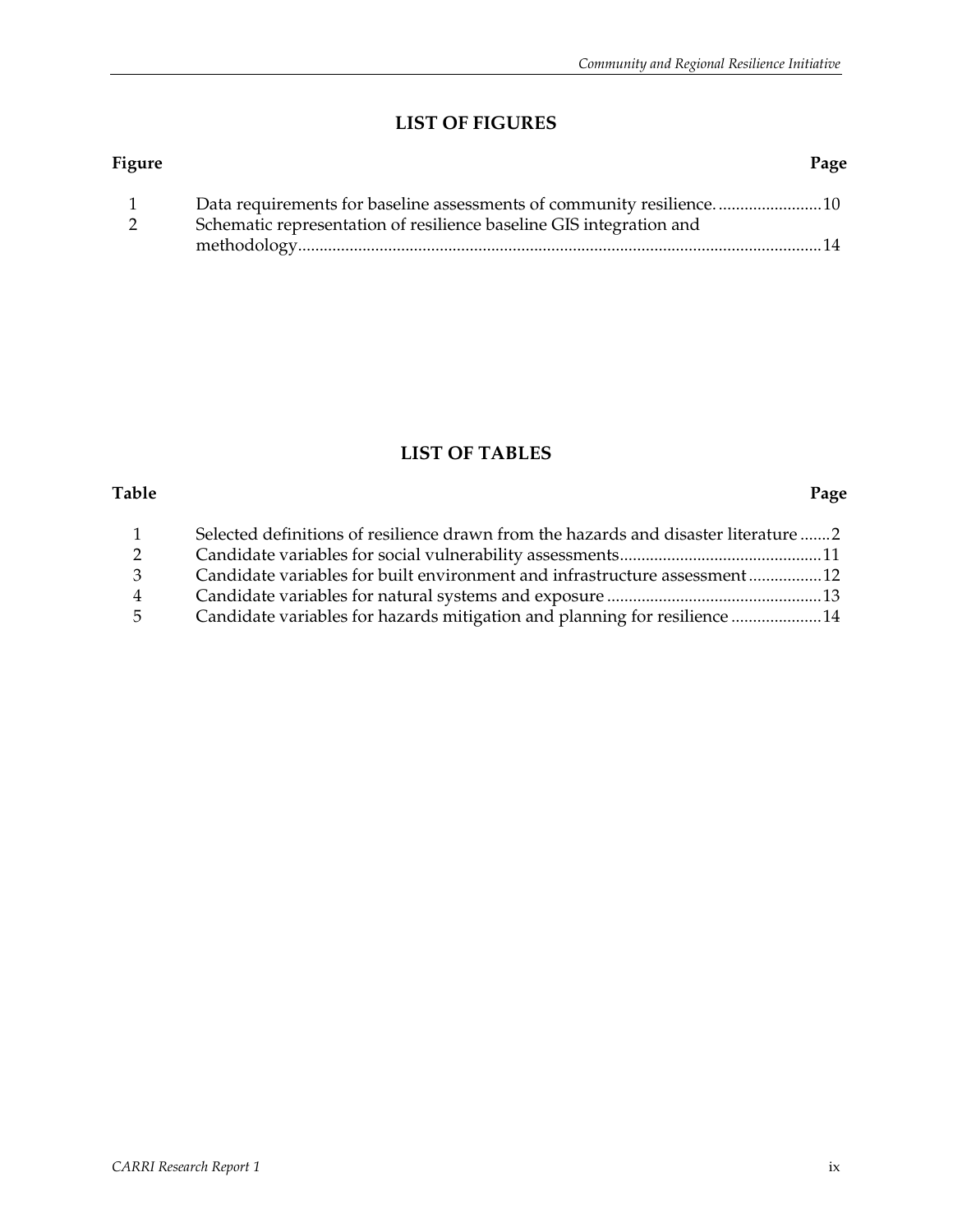## LIST OF FIGURES

| Figure | | Page |
|---|---|---|
| 1 | Data requirements for baseline assessments of community resilience. | 10 |
| 2 | Schematic representation of resilience baseline GIS integration and methodology | 14 |

## LIST OF TABLES

| Table | | Page |
|---|---|---|
| 1 | Selected definitions of resilience drawn from the hazards and disaster literature | 2 |
| 2 | Candidate variables for social vulnerability assessments | 11 |
| 3 | Candidate variables for built environment and infrastructure assessment | 12 |
| 4 | Candidate variables for natural systems and exposure | 13 |
| 5 | Candidate variables for hazards mitigation and planning for resilience | 14 |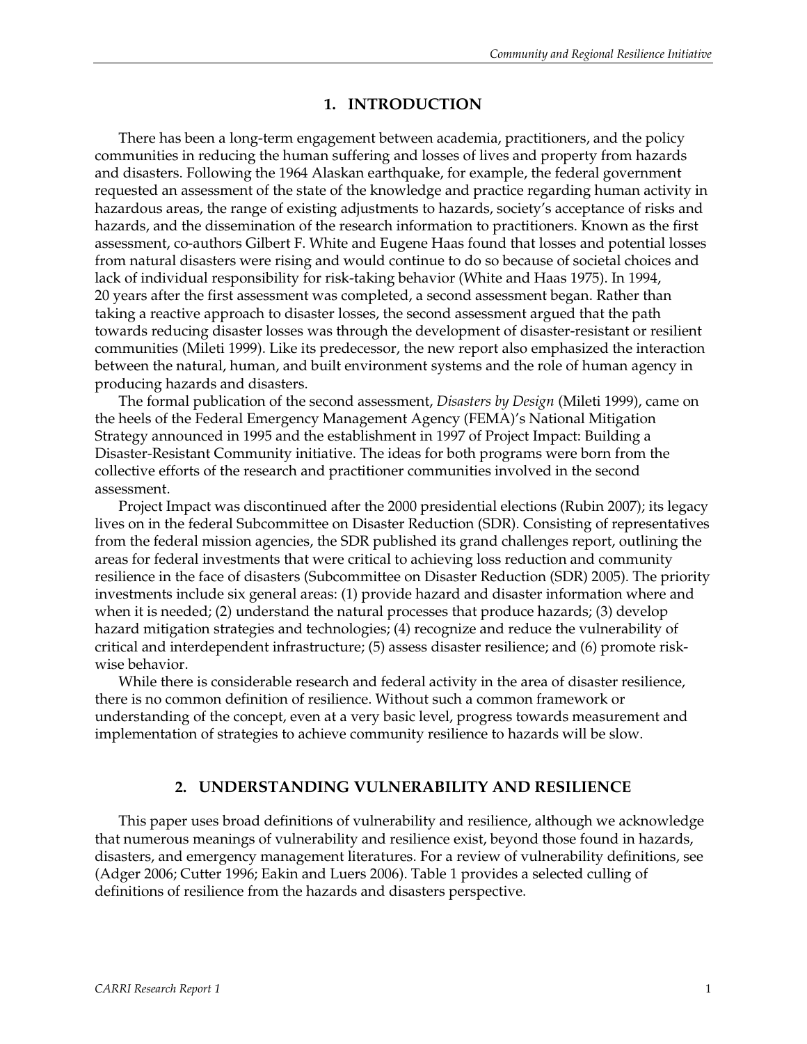## 1. INTRODUCTION

There has been a long-term engagement between academia, practitioners, and the policy communities in reducing the human suffering and losses of lives and property from hazards and disasters. Following the 1964 Alaskan earthquake, for example, the federal government requested an assessment of the state of the knowledge and practice regarding human activity in hazardous areas, the range of existing adjustments to hazards, society's acceptance of risks and hazards, and the dissemination of the research information to practitioners. Known as the first assessment, co-authors Gilbert F. White and Eugene Haas found that losses and potential losses from natural disasters were rising and would continue to do so because of societal choices and lack of individual responsibility for risk-taking behavior (White and Haas 1975). In 1994, 20 years after the first assessment was completed, a second assessment began. Rather than taking a reactive approach to disaster losses, the second assessment argued that the path towards reducing disaster losses was through the development of disaster-resistant or resilient communities (Mileti 1999). Like its predecessor, the new report also emphasized the interaction between the natural, human, and built environment systems and the role of human agency in producing hazards and disasters.

The formal publication of the second assessment, *Disasters by Design* (Mileti 1999), came on the heels of the Federal Emergency Management Agency (FEMA)'s National Mitigation Strategy announced in 1995 and the establishment in 1997 of Project Impact: Building a Disaster-Resistant Community initiative. The ideas for both programs were born from the collective efforts of the research and practitioner communities involved in the second assessment.

Project Impact was discontinued after the 2000 presidential elections (Rubin 2007); its legacy lives on in the federal Subcommittee on Disaster Reduction (SDR). Consisting of representatives from the federal mission agencies, the SDR published its grand challenges report, outlining the areas for federal investments that were critical to achieving loss reduction and community resilience in the face of disasters (Subcommittee on Disaster Reduction (SDR) 2005). The priority investments include six general areas: (1) provide hazard and disaster information where and when it is needed; (2) understand the natural processes that produce hazards; (3) develop hazard mitigation strategies and technologies; (4) recognize and reduce the vulnerability of critical and interdependent infrastructure; (5) assess disaster resilience; and (6) promote risk-wise behavior.

While there is considerable research and federal activity in the area of disaster resilience, there is no common definition of resilience. Without such a common framework or understanding of the concept, even at a very basic level, progress towards measurement and implementation of strategies to achieve community resilience to hazards will be slow.

## 2. UNDERSTANDING VULNERABILITY AND RESILIENCE

This paper uses broad definitions of vulnerability and resilience, although we acknowledge that numerous meanings of vulnerability and resilience exist, beyond those found in hazards, disasters, and emergency management literatures. For a review of vulnerability definitions, see (Adger 2006; Cutter 1996; Eakin and Luers 2006). Table 1 provides a selected culling of definitions of resilience from the hazards and disasters perspective.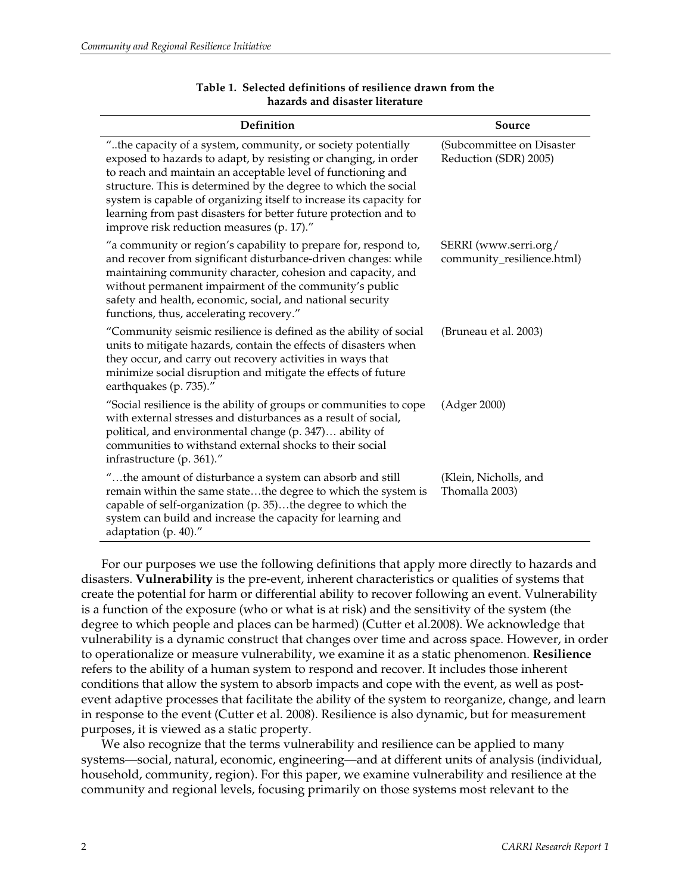**Table 1. Selected definitions of resilience drawn from the hazards and disaster literature**

| Definition | Source |
|---|---|
| "..the capacity of a system, community, or society potentially exposed to hazards to adapt, by resisting or changing, in order to reach and maintain an acceptable level of functioning and structure. This is determined by the degree to which the social system is capable of organizing itself to increase its capacity for learning from past disasters for better future protection and to improve risk reduction measures (p. 17)." | (Subcommittee on Disaster Reduction (SDR) 2005) |
| "a community or region's capability to prepare for, respond to, and recover from significant disturbance-driven changes: while maintaining community character, cohesion and capacity, and without permanent impairment of the community's public safety and health, economic, social, and national security functions, thus, accelerating recovery." | SERRI (www.serri.org/community_resilience.html) |
| "Community seismic resilience is defined as the ability of social units to mitigate hazards, contain the effects of disasters when they occur, and carry out recovery activities in ways that minimize social disruption and mitigate the effects of future earthquakes (p. 735)." | (Bruneau et al. 2003) |
| "Social resilience is the ability of groups or communities to cope with external stresses and disturbances as a result of social, political, and environmental change (p. 347)… ability of communities to withstand external shocks to their social infrastructure (p. 361)." | (Adger 2000) |
| "…the amount of disturbance a system can absorb and still remain within the same state…the degree to which the system is capable of self-organization (p. 35)…the degree to which the system can build and increase the capacity for learning and adaptation (p. 40)." | (Klein, Nicholls, and Thomalla 2003) |

For our purposes we use the following definitions that apply more directly to hazards and disasters. **Vulnerability** is the pre-event, inherent characteristics or qualities of systems that create the potential for harm or differential ability to recover following an event. Vulnerability is a function of the exposure (who or what is at risk) and the sensitivity of the system (the degree to which people and places can be harmed) (Cutter et al.2008). We acknowledge that vulnerability is a dynamic construct that changes over time and across space. However, in order to operationalize or measure vulnerability, we examine it as a static phenomenon. **Resilience** refers to the ability of a human system to respond and recover. It includes those inherent conditions that allow the system to absorb impacts and cope with the event, as well as post-event adaptive processes that facilitate the ability of the system to reorganize, change, and learn in response to the event (Cutter et al. 2008). Resilience is also dynamic, but for measurement purposes, it is viewed as a static property.

We also recognize that the terms vulnerability and resilience can be applied to many systems—social, natural, economic, engineering—and at different units of analysis (individual, household, community, region). For this paper, we examine vulnerability and resilience at the community and regional levels, focusing primarily on those systems most relevant to the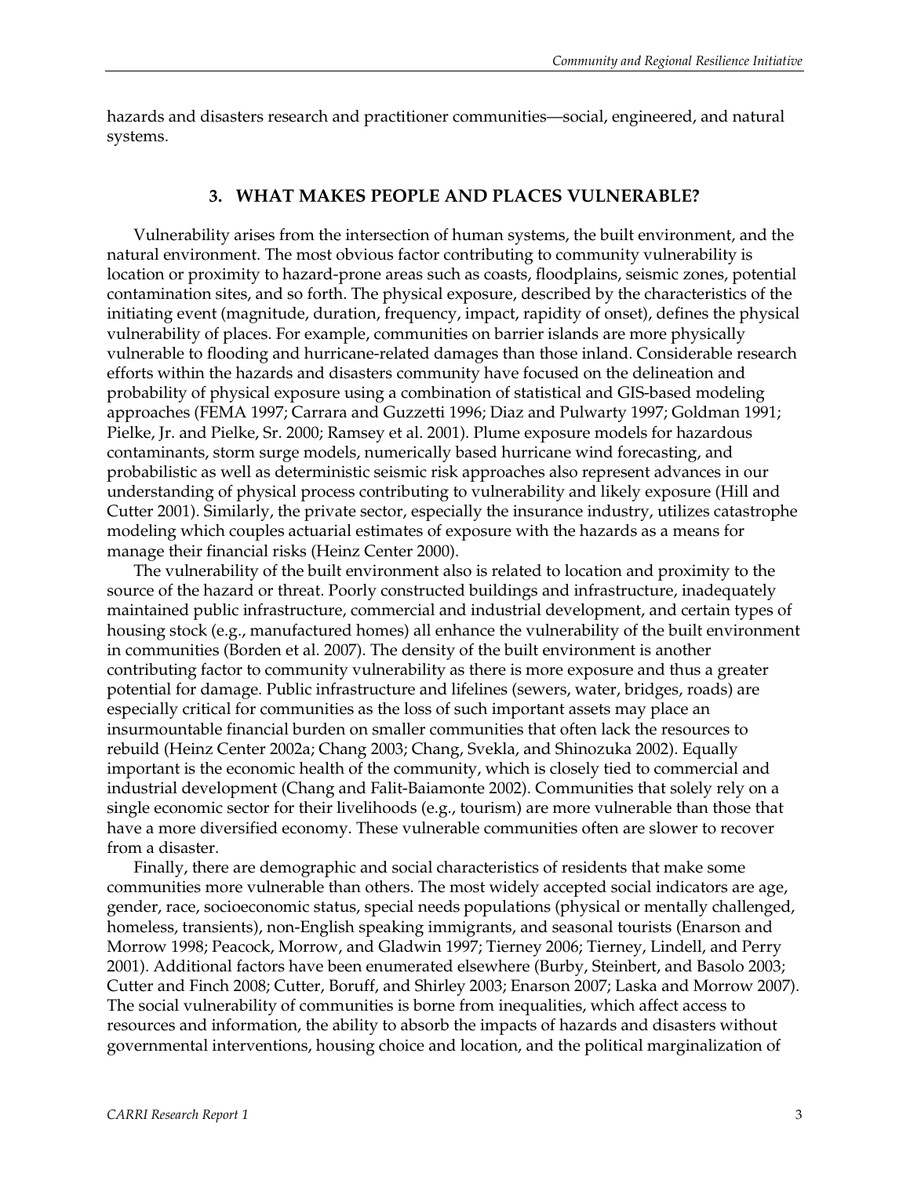hazards and disasters research and practitioner communities—social, engineered, and natural systems.

## 3. WHAT MAKES PEOPLE AND PLACES VULNERABLE?

Vulnerability arises from the intersection of human systems, the built environment, and the natural environment. The most obvious factor contributing to community vulnerability is location or proximity to hazard-prone areas such as coasts, floodplains, seismic zones, potential contamination sites, and so forth. The physical exposure, described by the characteristics of the initiating event (magnitude, duration, frequency, impact, rapidity of onset), defines the physical vulnerability of places. For example, communities on barrier islands are more physically vulnerable to flooding and hurricane-related damages than those inland. Considerable research efforts within the hazards and disasters community have focused on the delineation and probability of physical exposure using a combination of statistical and GIS-based modeling approaches (FEMA 1997; Carrara and Guzzetti 1996; Diaz and Pulwarty 1997; Goldman 1991; Pielke, Jr. and Pielke, Sr. 2000; Ramsey et al. 2001). Plume exposure models for hazardous contaminants, storm surge models, numerically based hurricane wind forecasting, and probabilistic as well as deterministic seismic risk approaches also represent advances in our understanding of physical process contributing to vulnerability and likely exposure (Hill and Cutter 2001). Similarly, the private sector, especially the insurance industry, utilizes catastrophe modeling which couples actuarial estimates of exposure with the hazards as a means for manage their financial risks (Heinz Center 2000).

The vulnerability of the built environment also is related to location and proximity to the source of the hazard or threat. Poorly constructed buildings and infrastructure, inadequately maintained public infrastructure, commercial and industrial development, and certain types of housing stock (e.g., manufactured homes) all enhance the vulnerability of the built environment in communities (Borden et al. 2007). The density of the built environment is another contributing factor to community vulnerability as there is more exposure and thus a greater potential for damage. Public infrastructure and lifelines (sewers, water, bridges, roads) are especially critical for communities as the loss of such important assets may place an insurmountable financial burden on smaller communities that often lack the resources to rebuild (Heinz Center 2002a; Chang 2003; Chang, Svekla, and Shinozuka 2002). Equally important is the economic health of the community, which is closely tied to commercial and industrial development (Chang and Falit-Baiamonte 2002). Communities that solely rely on a single economic sector for their livelihoods (e.g., tourism) are more vulnerable than those that have a more diversified economy. These vulnerable communities often are slower to recover from a disaster.

Finally, there are demographic and social characteristics of residents that make some communities more vulnerable than others. The most widely accepted social indicators are age, gender, race, socioeconomic status, special needs populations (physical or mentally challenged, homeless, transients), non-English speaking immigrants, and seasonal tourists (Enarson and Morrow 1998; Peacock, Morrow, and Gladwin 1997; Tierney 2006; Tierney, Lindell, and Perry 2001). Additional factors have been enumerated elsewhere (Burby, Steinbert, and Basolo 2003; Cutter and Finch 2008; Cutter, Boruff, and Shirley 2003; Enarson 2007; Laska and Morrow 2007). The social vulnerability of communities is borne from inequalities, which affect access to resources and information, the ability to absorb the impacts of hazards and disasters without governmental interventions, housing choice and location, and the political marginalization of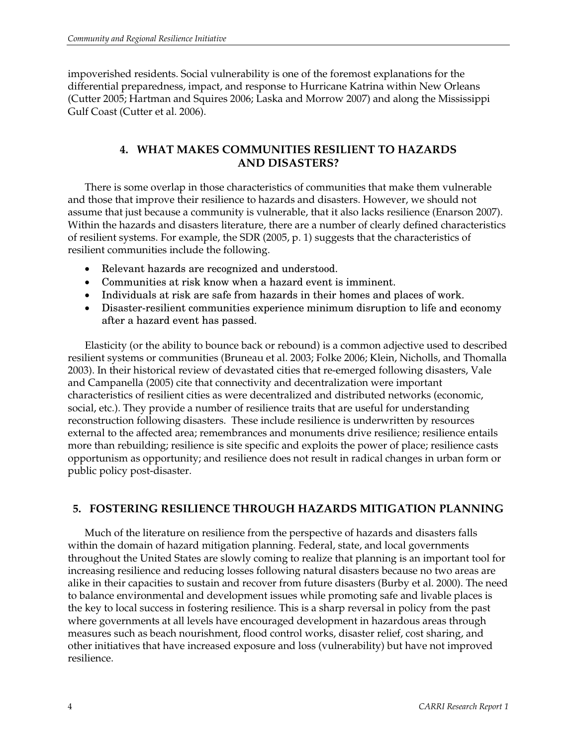impoverished residents. Social vulnerability is one of the foremost explanations for the differential preparedness, impact, and response to Hurricane Katrina within New Orleans (Cutter 2005; Hartman and Squires 2006; Laska and Morrow 2007) and along the Mississippi Gulf Coast (Cutter et al. 2006).

## 4. WHAT MAKES COMMUNITIES RESILIENT TO HAZARDS AND DISASTERS?

There is some overlap in those characteristics of communities that make them vulnerable and those that improve their resilience to hazards and disasters. However, we should not assume that just because a community is vulnerable, that it also lacks resilience (Enarson 2007). Within the hazards and disasters literature, there are a number of clearly defined characteristics of resilient systems. For example, the SDR (2005, p. 1) suggests that the characteristics of resilient communities include the following.

- Relevant hazards are recognized and understood.
- Communities at risk know when a hazard event is imminent.
- Individuals at risk are safe from hazards in their homes and places of work.
- Disaster-resilient communities experience minimum disruption to life and economy after a hazard event has passed.

Elasticity (or the ability to bounce back or rebound) is a common adjective used to described resilient systems or communities (Bruneau et al. 2003; Folke 2006; Klein, Nicholls, and Thomalla 2003). In their historical review of devastated cities that re-emerged following disasters, Vale and Campanella (2005) cite that connectivity and decentralization were important characteristics of resilient cities as were decentralized and distributed networks (economic, social, etc.). They provide a number of resilience traits that are useful for understanding reconstruction following disasters. These include resilience is underwritten by resources external to the affected area; remembrances and monuments drive resilience; resilience entails more than rebuilding; resilience is site specific and exploits the power of place; resilience casts opportunism as opportunity; and resilience does not result in radical changes in urban form or public policy post-disaster.

## 5. FOSTERING RESILIENCE THROUGH HAZARDS MITIGATION PLANNING

Much of the literature on resilience from the perspective of hazards and disasters falls within the domain of hazard mitigation planning. Federal, state, and local governments throughout the United States are slowly coming to realize that planning is an important tool for increasing resilience and reducing losses following natural disasters because no two areas are alike in their capacities to sustain and recover from future disasters (Burby et al. 2000). The need to balance environmental and development issues while promoting safe and livable places is the key to local success in fostering resilience. This is a sharp reversal in policy from the past where governments at all levels have encouraged development in hazardous areas through measures such as beach nourishment, flood control works, disaster relief, cost sharing, and other initiatives that have increased exposure and loss (vulnerability) but have not improved resilience.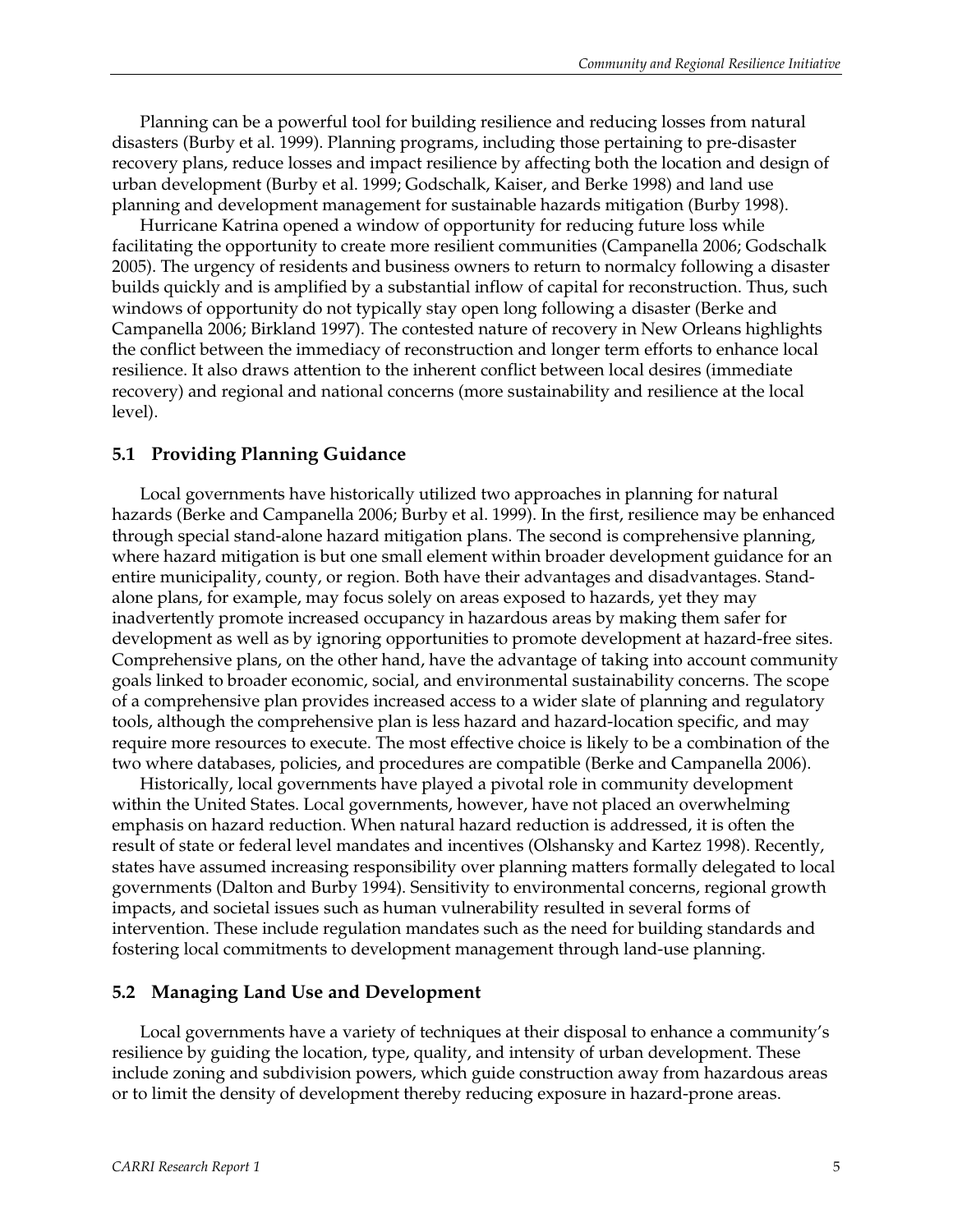Planning can be a powerful tool for building resilience and reducing losses from natural disasters (Burby et al. 1999). Planning programs, including those pertaining to pre-disaster recovery plans, reduce losses and impact resilience by affecting both the location and design of urban development (Burby et al. 1999; Godschalk, Kaiser, and Berke 1998) and land use planning and development management for sustainable hazards mitigation (Burby 1998).

Hurricane Katrina opened a window of opportunity for reducing future loss while facilitating the opportunity to create more resilient communities (Campanella 2006; Godschalk 2005). The urgency of residents and business owners to return to normalcy following a disaster builds quickly and is amplified by a substantial inflow of capital for reconstruction. Thus, such windows of opportunity do not typically stay open long following a disaster (Berke and Campanella 2006; Birkland 1997). The contested nature of recovery in New Orleans highlights the conflict between the immediacy of reconstruction and longer term efforts to enhance local resilience. It also draws attention to the inherent conflict between local desires (immediate recovery) and regional and national concerns (more sustainability and resilience at the local level).

## 5.1 Providing Planning Guidance

Local governments have historically utilized two approaches in planning for natural hazards (Berke and Campanella 2006; Burby et al. 1999). In the first, resilience may be enhanced through special stand-alone hazard mitigation plans. The second is comprehensive planning, where hazard mitigation is but one small element within broader development guidance for an entire municipality, county, or region. Both have their advantages and disadvantages. Stand-alone plans, for example, may focus solely on areas exposed to hazards, yet they may inadvertently promote increased occupancy in hazardous areas by making them safer for development as well as by ignoring opportunities to promote development at hazard-free sites. Comprehensive plans, on the other hand, have the advantage of taking into account community goals linked to broader economic, social, and environmental sustainability concerns. The scope of a comprehensive plan provides increased access to a wider slate of planning and regulatory tools, although the comprehensive plan is less hazard and hazard-location specific, and may require more resources to execute. The most effective choice is likely to be a combination of the two where databases, policies, and procedures are compatible (Berke and Campanella 2006).

Historically, local governments have played a pivotal role in community development within the United States. Local governments, however, have not placed an overwhelming emphasis on hazard reduction. When natural hazard reduction is addressed, it is often the result of state or federal level mandates and incentives (Olshansky and Kartez 1998). Recently, states have assumed increasing responsibility over planning matters formally delegated to local governments (Dalton and Burby 1994). Sensitivity to environmental concerns, regional growth impacts, and societal issues such as human vulnerability resulted in several forms of intervention. These include regulation mandates such as the need for building standards and fostering local commitments to development management through land-use planning.

## 5.2 Managing Land Use and Development

Local governments have a variety of techniques at their disposal to enhance a community's resilience by guiding the location, type, quality, and intensity of urban development. These include zoning and subdivision powers, which guide construction away from hazardous areas or to limit the density of development thereby reducing exposure in hazard-prone areas.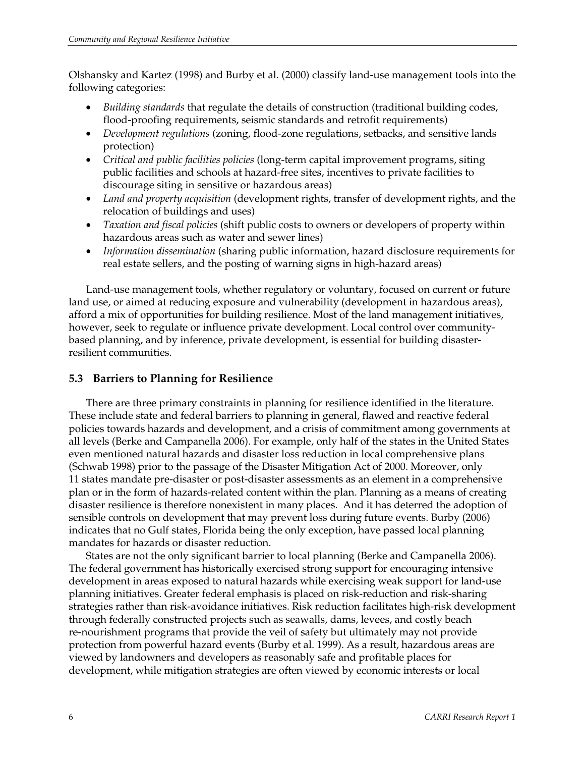Olshansky and Kartez (1998) and Burby et al. (2000) classify land-use management tools into the following categories:

- *Building standards* that regulate the details of construction (traditional building codes, flood-proofing requirements, seismic standards and retrofit requirements)
- *Development regulations* (zoning, flood-zone regulations, setbacks, and sensitive lands protection)
- *Critical and public facilities policies* (long-term capital improvement programs, siting public facilities and schools at hazard-free sites, incentives to private facilities to discourage siting in sensitive or hazardous areas)
- *Land and property acquisition* (development rights, transfer of development rights, and the relocation of buildings and uses)
- *Taxation and fiscal policies* (shift public costs to owners or developers of property within hazardous areas such as water and sewer lines)
- *Information dissemination* (sharing public information, hazard disclosure requirements for real estate sellers, and the posting of warning signs in high-hazard areas)

Land-use management tools, whether regulatory or voluntary, focused on current or future land use, or aimed at reducing exposure and vulnerability (development in hazardous areas), afford a mix of opportunities for building resilience. Most of the land management initiatives, however, seek to regulate or influence private development. Local control over community-based planning, and by inference, private development, is essential for building disaster-resilient communities.

## 5.3 Barriers to Planning for Resilience

There are three primary constraints in planning for resilience identified in the literature. These include state and federal barriers to planning in general, flawed and reactive federal policies towards hazards and development, and a crisis of commitment among governments at all levels (Berke and Campanella 2006). For example, only half of the states in the United States even mentioned natural hazards and disaster loss reduction in local comprehensive plans (Schwab 1998) prior to the passage of the Disaster Mitigation Act of 2000. Moreover, only 11 states mandate pre-disaster or post-disaster assessments as an element in a comprehensive plan or in the form of hazards-related content within the plan. Planning as a means of creating disaster resilience is therefore nonexistent in many places. And it has deterred the adoption of sensible controls on development that may prevent loss during future events. Burby (2006) indicates that no Gulf states, Florida being the only exception, have passed local planning mandates for hazards or disaster reduction.

States are not the only significant barrier to local planning (Berke and Campanella 2006). The federal government has historically exercised strong support for encouraging intensive development in areas exposed to natural hazards while exercising weak support for land-use planning initiatives. Greater federal emphasis is placed on risk-reduction and risk-sharing strategies rather than risk-avoidance initiatives. Risk reduction facilitates high-risk development through federally constructed projects such as seawalls, dams, levees, and costly beach re-nourishment programs that provide the veil of safety but ultimately may not provide protection from powerful hazard events (Burby et al. 1999). As a result, hazardous areas are viewed by landowners and developers as reasonably safe and profitable places for development, while mitigation strategies are often viewed by economic interests or local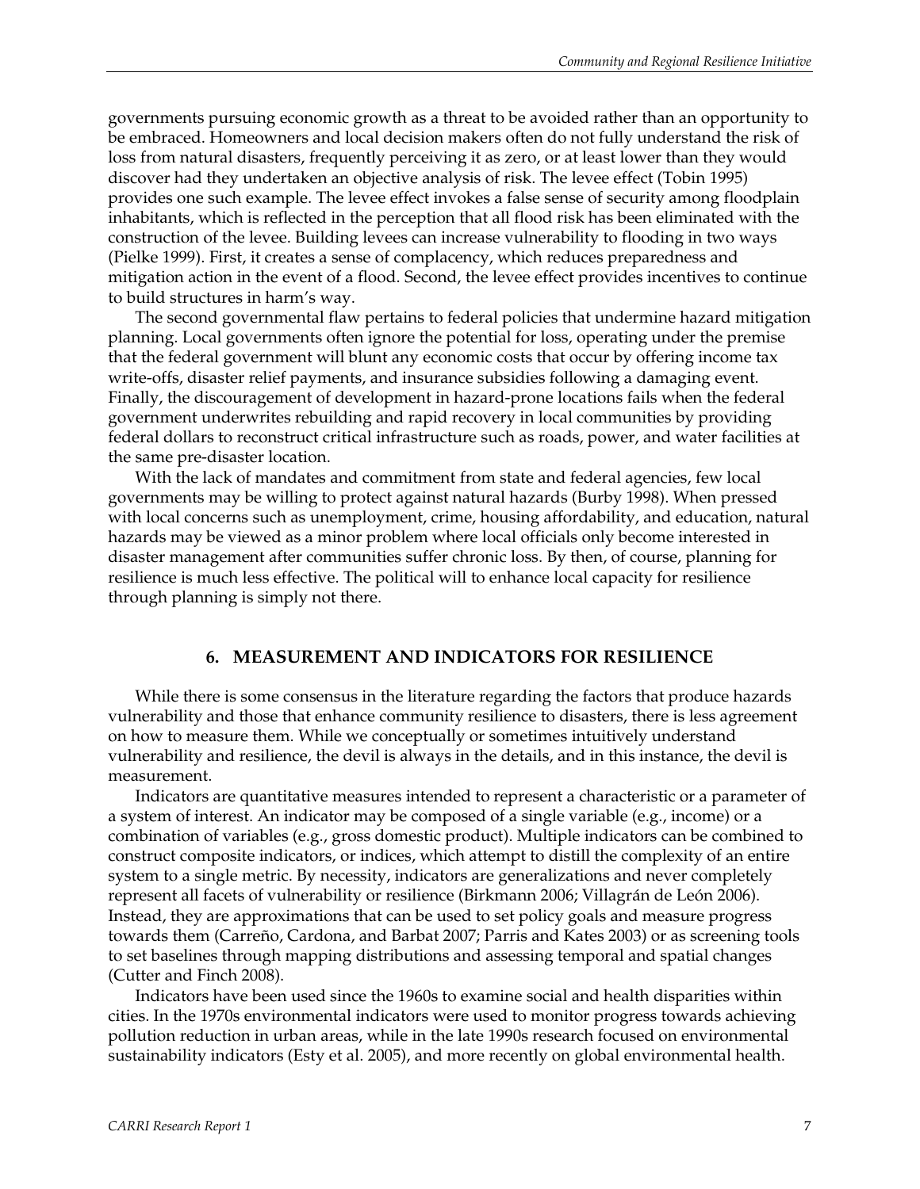governments pursuing economic growth as a threat to be avoided rather than an opportunity to be embraced. Homeowners and local decision makers often do not fully understand the risk of loss from natural disasters, frequently perceiving it as zero, or at least lower than they would discover had they undertaken an objective analysis of risk. The levee effect (Tobin 1995) provides one such example. The levee effect invokes a false sense of security among floodplain inhabitants, which is reflected in the perception that all flood risk has been eliminated with the construction of the levee. Building levees can increase vulnerability to flooding in two ways (Pielke 1999). First, it creates a sense of complacency, which reduces preparedness and mitigation action in the event of a flood. Second, the levee effect provides incentives to continue to build structures in harm's way.

The second governmental flaw pertains to federal policies that undermine hazard mitigation planning. Local governments often ignore the potential for loss, operating under the premise that the federal government will blunt any economic costs that occur by offering income tax write-offs, disaster relief payments, and insurance subsidies following a damaging event. Finally, the discouragement of development in hazard-prone locations fails when the federal government underwrites rebuilding and rapid recovery in local communities by providing federal dollars to reconstruct critical infrastructure such as roads, power, and water facilities at the same pre-disaster location.

With the lack of mandates and commitment from state and federal agencies, few local governments may be willing to protect against natural hazards (Burby 1998). When pressed with local concerns such as unemployment, crime, housing affordability, and education, natural hazards may be viewed as a minor problem where local officials only become interested in disaster management after communities suffer chronic loss. By then, of course, planning for resilience is much less effective. The political will to enhance local capacity for resilience through planning is simply not there.

## 6. MEASUREMENT AND INDICATORS FOR RESILIENCE

While there is some consensus in the literature regarding the factors that produce hazards vulnerability and those that enhance community resilience to disasters, there is less agreement on how to measure them. While we conceptually or sometimes intuitively understand vulnerability and resilience, the devil is always in the details, and in this instance, the devil is measurement.

Indicators are quantitative measures intended to represent a characteristic or a parameter of a system of interest. An indicator may be composed of a single variable (e.g., income) or a combination of variables (e.g., gross domestic product). Multiple indicators can be combined to construct composite indicators, or indices, which attempt to distill the complexity of an entire system to a single metric. By necessity, indicators are generalizations and never completely represent all facets of vulnerability or resilience (Birkmann 2006; Villagrán de León 2006). Instead, they are approximations that can be used to set policy goals and measure progress towards them (Carreño, Cardona, and Barbat 2007; Parris and Kates 2003) or as screening tools to set baselines through mapping distributions and assessing temporal and spatial changes (Cutter and Finch 2008).

Indicators have been used since the 1960s to examine social and health disparities within cities. In the 1970s environmental indicators were used to monitor progress towards achieving pollution reduction in urban areas, while in the late 1990s research focused on environmental sustainability indicators (Esty et al. 2005), and more recently on global environmental health.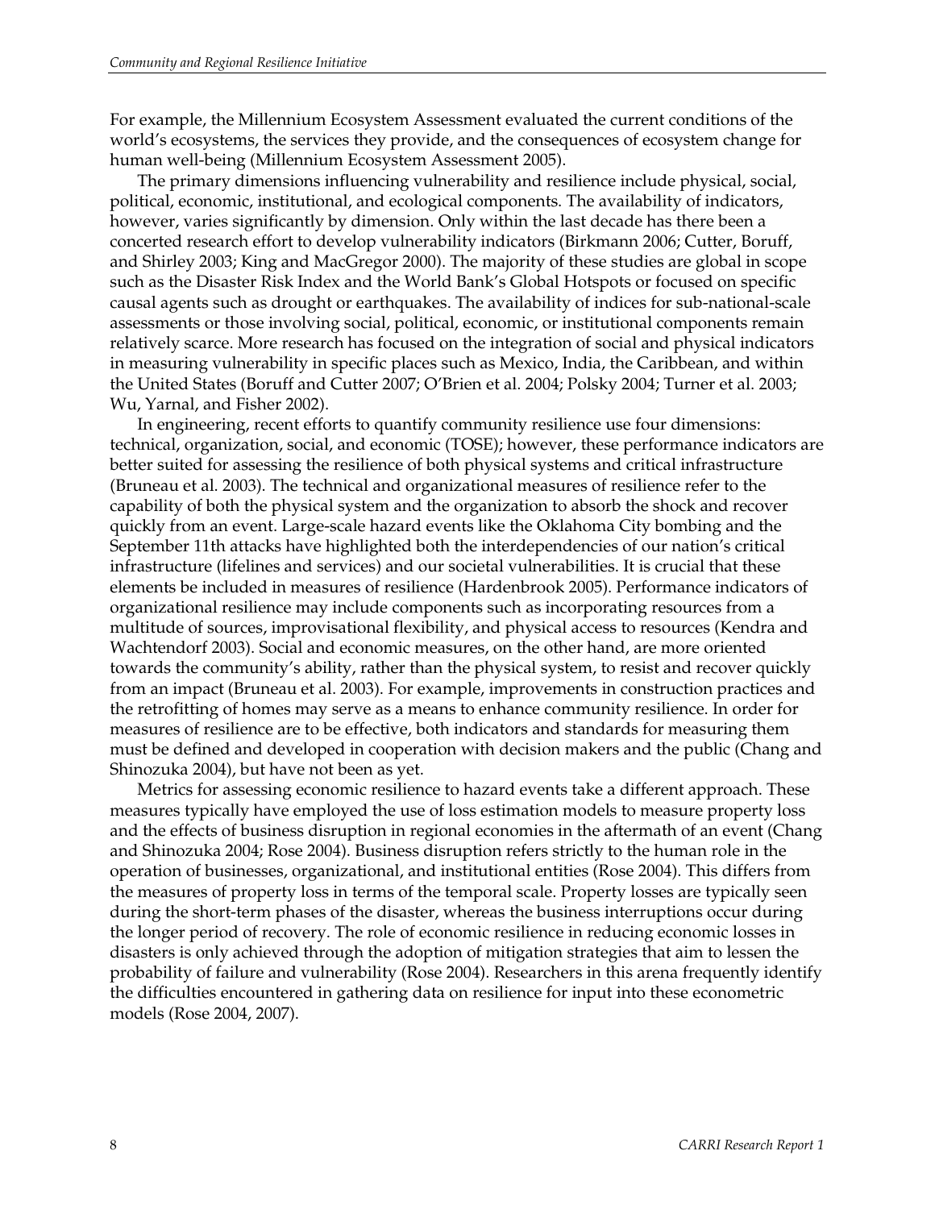For example, the Millennium Ecosystem Assessment evaluated the current conditions of the world's ecosystems, the services they provide, and the consequences of ecosystem change for human well-being (Millennium Ecosystem Assessment 2005).

The primary dimensions influencing vulnerability and resilience include physical, social, political, economic, institutional, and ecological components. The availability of indicators, however, varies significantly by dimension. Only within the last decade has there been a concerted research effort to develop vulnerability indicators (Birkmann 2006; Cutter, Boruff, and Shirley 2003; King and MacGregor 2000). The majority of these studies are global in scope such as the Disaster Risk Index and the World Bank's Global Hotspots or focused on specific causal agents such as drought or earthquakes. The availability of indices for sub-national-scale assessments or those involving social, political, economic, or institutional components remain relatively scarce. More research has focused on the integration of social and physical indicators in measuring vulnerability in specific places such as Mexico, India, the Caribbean, and within the United States (Boruff and Cutter 2007; O'Brien et al. 2004; Polsky 2004; Turner et al. 2003; Wu, Yarnal, and Fisher 2002).

In engineering, recent efforts to quantify community resilience use four dimensions: technical, organization, social, and economic (TOSE); however, these performance indicators are better suited for assessing the resilience of both physical systems and critical infrastructure (Bruneau et al. 2003). The technical and organizational measures of resilience refer to the capability of both the physical system and the organization to absorb the shock and recover quickly from an event. Large-scale hazard events like the Oklahoma City bombing and the September 11th attacks have highlighted both the interdependencies of our nation's critical infrastructure (lifelines and services) and our societal vulnerabilities. It is crucial that these elements be included in measures of resilience (Hardenbrook 2005). Performance indicators of organizational resilience may include components such as incorporating resources from a multitude of sources, improvisational flexibility, and physical access to resources (Kendra and Wachtendorf 2003). Social and economic measures, on the other hand, are more oriented towards the community's ability, rather than the physical system, to resist and recover quickly from an impact (Bruneau et al. 2003). For example, improvements in construction practices and the retrofitting of homes may serve as a means to enhance community resilience. In order for measures of resilience are to be effective, both indicators and standards for measuring them must be defined and developed in cooperation with decision makers and the public (Chang and Shinozuka 2004), but have not been as yet.

Metrics for assessing economic resilience to hazard events take a different approach. These measures typically have employed the use of loss estimation models to measure property loss and the effects of business disruption in regional economies in the aftermath of an event (Chang and Shinozuka 2004; Rose 2004). Business disruption refers strictly to the human role in the operation of businesses, organizational, and institutional entities (Rose 2004). This differs from the measures of property loss in terms of the temporal scale. Property losses are typically seen during the short-term phases of the disaster, whereas the business interruptions occur during the longer period of recovery. The role of economic resilience in reducing economic losses in disasters is only achieved through the adoption of mitigation strategies that aim to lessen the probability of failure and vulnerability (Rose 2004). Researchers in this arena frequently identify the difficulties encountered in gathering data on resilience for input into these econometric models (Rose 2004, 2007).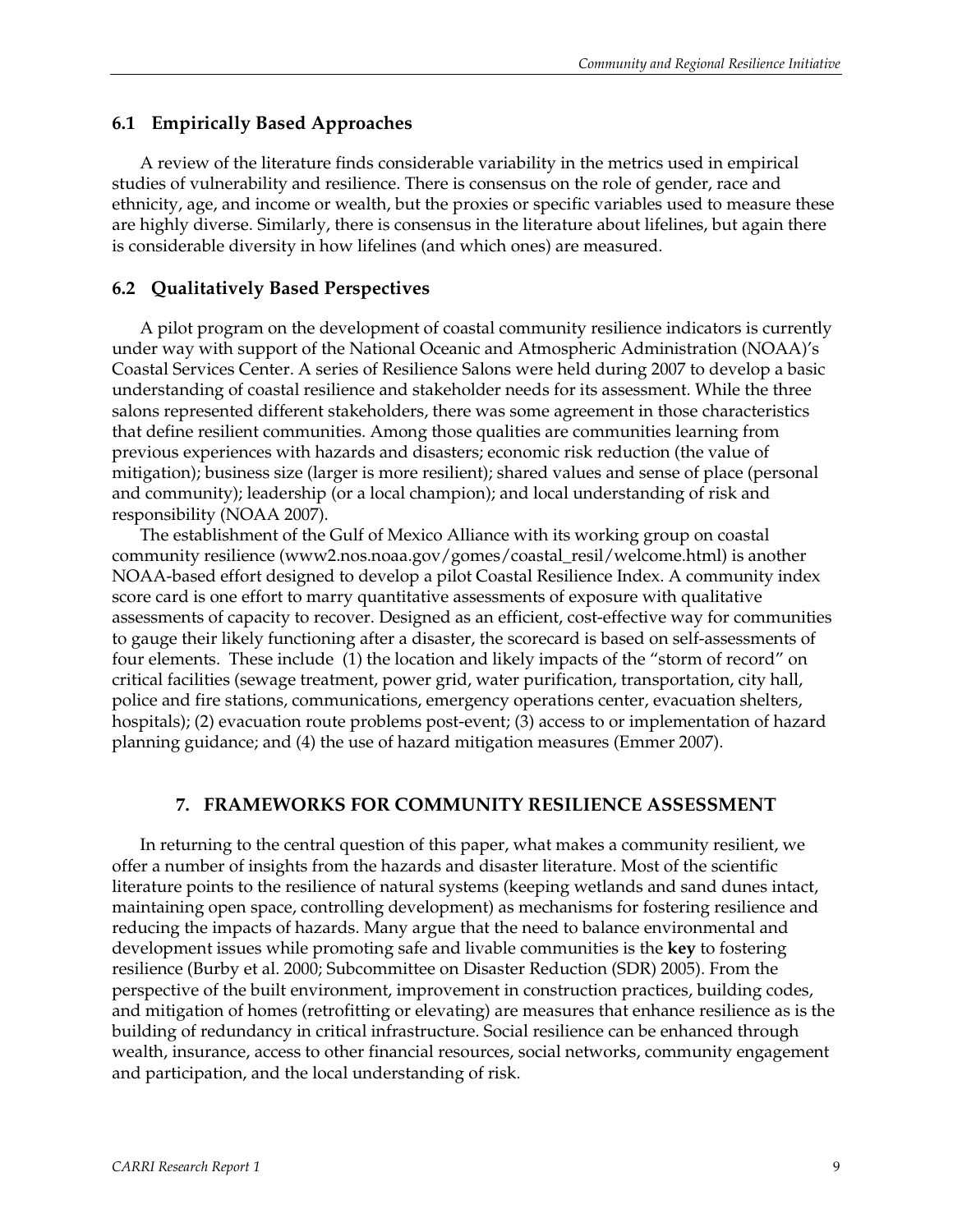### 6.1 Empirically Based Approaches

A review of the literature finds considerable variability in the metrics used in empirical studies of vulnerability and resilience. There is consensus on the role of gender, race and ethnicity, age, and income or wealth, but the proxies or specific variables used to measure these are highly diverse. Similarly, there is consensus in the literature about lifelines, but again there is considerable diversity in how lifelines (and which ones) are measured.

### 6.2 Qualitatively Based Perspectives

A pilot program on the development of coastal community resilience indicators is currently under way with support of the National Oceanic and Atmospheric Administration (NOAA)'s Coastal Services Center. A series of Resilience Salons were held during 2007 to develop a basic understanding of coastal resilience and stakeholder needs for its assessment. While the three salons represented different stakeholders, there was some agreement in those characteristics that define resilient communities. Among those qualities are communities learning from previous experiences with hazards and disasters; economic risk reduction (the value of mitigation); business size (larger is more resilient); shared values and sense of place (personal and community); leadership (or a local champion); and local understanding of risk and responsibility (NOAA 2007).

The establishment of the Gulf of Mexico Alliance with its working group on coastal community resilience (www2.nos.noaa.gov/gomes/coastal_resil/welcome.html) is another NOAA-based effort designed to develop a pilot Coastal Resilience Index. A community index score card is one effort to marry quantitative assessments of exposure with qualitative assessments of capacity to recover. Designed as an efficient, cost-effective way for communities to gauge their likely functioning after a disaster, the scorecard is based on self-assessments of four elements. These include (1) the location and likely impacts of the "storm of record" on critical facilities (sewage treatment, power grid, water purification, transportation, city hall, police and fire stations, communications, emergency operations center, evacuation shelters, hospitals); (2) evacuation route problems post-event; (3) access to or implementation of hazard planning guidance; and (4) the use of hazard mitigation measures (Emmer 2007).

## 7. FRAMEWORKS FOR COMMUNITY RESILIENCE ASSESSMENT

In returning to the central question of this paper, what makes a community resilient, we offer a number of insights from the hazards and disaster literature. Most of the scientific literature points to the resilience of natural systems (keeping wetlands and sand dunes intact, maintaining open space, controlling development) as mechanisms for fostering resilience and reducing the impacts of hazards. Many argue that the need to balance environmental and development issues while promoting safe and livable communities is the **key** to fostering resilience (Burby et al. 2000; Subcommittee on Disaster Reduction (SDR) 2005). From the perspective of the built environment, improvement in construction practices, building codes, and mitigation of homes (retrofitting or elevating) are measures that enhance resilience as is the building of redundancy in critical infrastructure. Social resilience can be enhanced through wealth, insurance, access to other financial resources, social networks, community engagement and participation, and the local understanding of risk.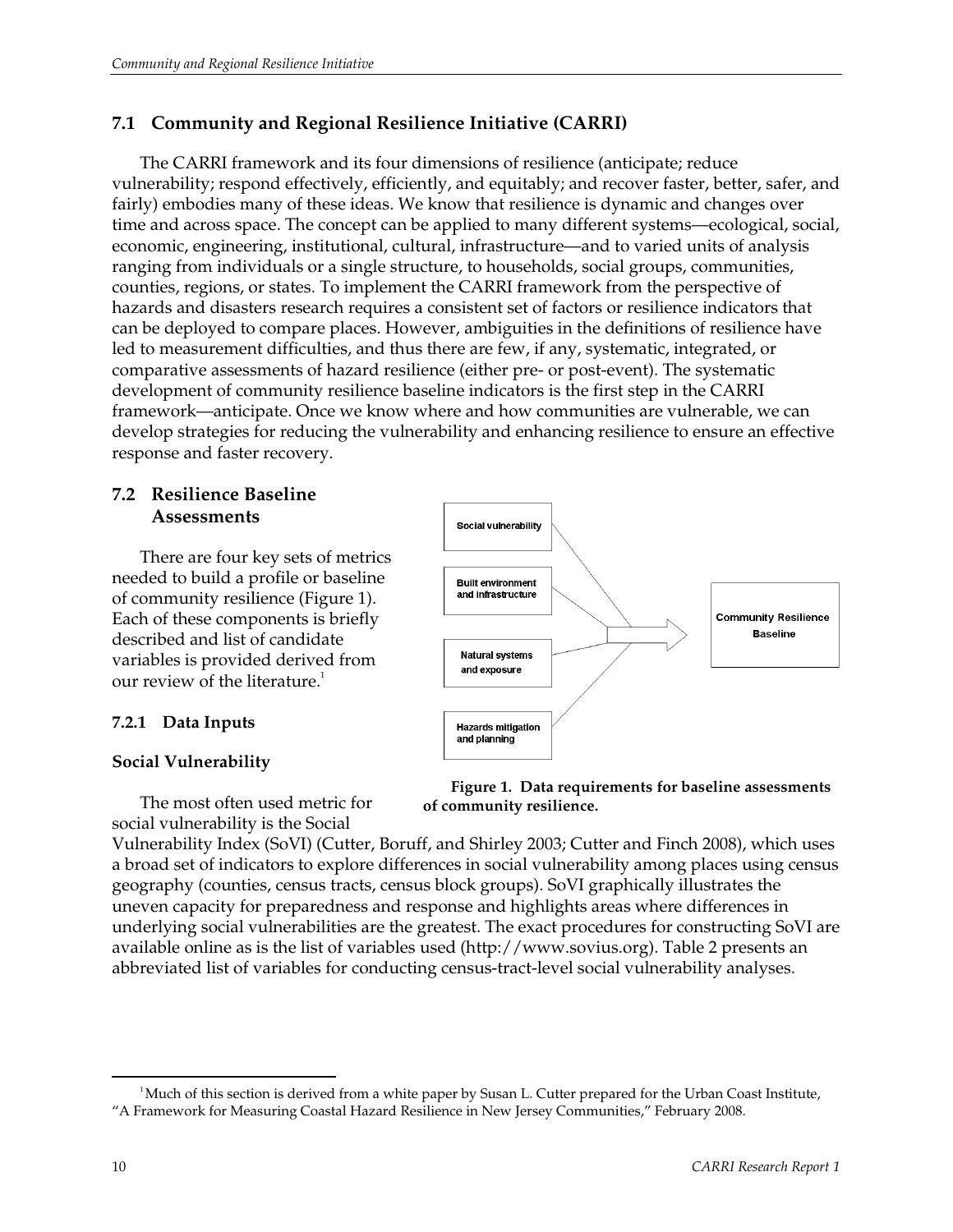## 7.1 Community and Regional Resilience Initiative (CARRI)

The CARRI framework and its four dimensions of resilience (anticipate; reduce vulnerability; respond effectively, efficiently, and equitably; and recover faster, better, safer, and fairly) embodies many of these ideas. We know that resilience is dynamic and changes over time and across space. The concept can be applied to many different systems—ecological, social, economic, engineering, institutional, cultural, infrastructure—and to varied units of analysis ranging from individuals or a single structure, to households, social groups, communities, counties, regions, or states. To implement the CARRI framework from the perspective of hazards and disasters research requires a consistent set of factors or resilience indicators that can be deployed to compare places. However, ambiguities in the definitions of resilience have led to measurement difficulties, and thus there are few, if any, systematic, integrated, or comparative assessments of hazard resilience (either pre- or post-event). The systematic development of community resilience baseline indicators is the first step in the CARRI framework—anticipate. Once we know where and how communities are vulnerable, we can develop strategies for reducing the vulnerability and enhancing resilience to ensure an effective response and faster recovery.

## 7.2 Resilience Baseline Assessments

There are four key sets of metrics needed to build a profile or baseline of community resilience (Figure 1). Each of these components is briefly described and list of candidate variables is provided derived from our review of the literature.[1]

Social vulnerability

Built environment and infrastructure

Natural systems and exposure

Hazards mitigation and planning

Community Resilience Baseline

**Figure 1. Data requirements for baseline assessments of community resilience.**

### 7.2.1 Data Inputs

**Social Vulnerability**

The most often used metric for social vulnerability is the Social Vulnerability Index (SoVI) (Cutter, Boruff, and Shirley 2003; Cutter and Finch 2008), which uses a broad set of indicators to explore differences in social vulnerability among places using census geography (counties, census tracts, census block groups). SoVI graphically illustrates the uneven capacity for preparedness and response and highlights areas where differences in underlying social vulnerabilities are the greatest. The exact procedures for constructing SoVI are available online as is the list of variables used (http://www.sovius.org). Table 2 presents an abbreviated list of variables for conducting census-tract-level social vulnerability analyses.

[1] Much of this section is derived from a white paper by Susan L. Cutter prepared for the Urban Coast Institute, "A Framework for Measuring Coastal Hazard Resilience in New Jersey Communities," February 2008.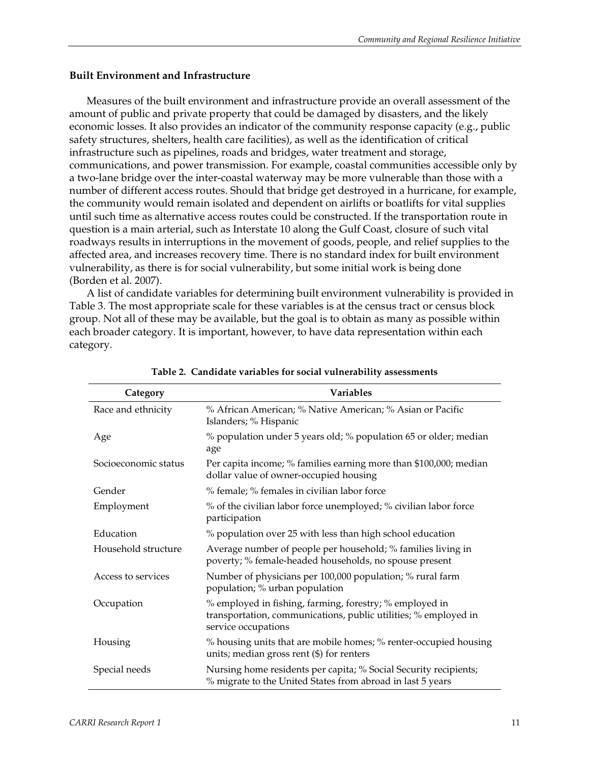### Built Environment and Infrastructure

Measures of the built environment and infrastructure provide an overall assessment of the amount of public and private property that could be damaged by disasters, and the likely economic losses. It also provides an indicator of the community response capacity (e.g., public safety structures, shelters, health care facilities), as well as the identification of critical infrastructure such as pipelines, roads and bridges, water treatment and storage, communications, and power transmission. For example, coastal communities accessible only by a two-lane bridge over the inter-coastal waterway may be more vulnerable than those with a number of different access routes. Should that bridge get destroyed in a hurricane, for example, the community would remain isolated and dependent on airlifts or boatlifts for vital supplies until such time as alternative access routes could be constructed. If the transportation route in question is a main arterial, such as Interstate 10 along the Gulf Coast, closure of such vital roadways results in interruptions in the movement of goods, people, and relief supplies to the affected area, and increases recovery time. There is no standard index for built environment vulnerability, as there is for social vulnerability, but some initial work is being done (Borden et al. 2007).

A list of candidate variables for determining built environment vulnerability is provided in Table 3. The most appropriate scale for these variables is at the census tract or census block group. Not all of these may be available, but the goal is to obtain as many as possible within each broader category. It is important, however, to have data representation within each category.

**Table 2. Candidate variables for social vulnerability assessments**

| Category | Variables |
|---|---|
| Race and ethnicity | % African American; % Native American; % Asian or Pacific Islanders; % Hispanic |
| Age | % population under 5 years old; % population 65 or older; median age |
| Socioeconomic status | Per capita income; % families earning more than $100,000; median dollar value of owner-occupied housing |
| Gender | % female; % females in civilian labor force |
| Employment | % of the civilian labor force unemployed; % civilian labor force participation |
| Education | % population over 25 with less than high school education |
| Household structure | Average number of people per household; % families living in poverty; % female-headed households, no spouse present |
| Access to services | Number of physicians per 100,000 population; % rural farm population; % urban population |
| Occupation | % employed in fishing, farming, forestry; % employed in transportation, communications, public utilities; % employed in service occupations |
| Housing | % housing units that are mobile homes; % renter-occupied housing units; median gross rent ($) for renters |
| Special needs | Nursing home residents per capita; % Social Security recipients; % migrate to the United States from abroad in last 5 years |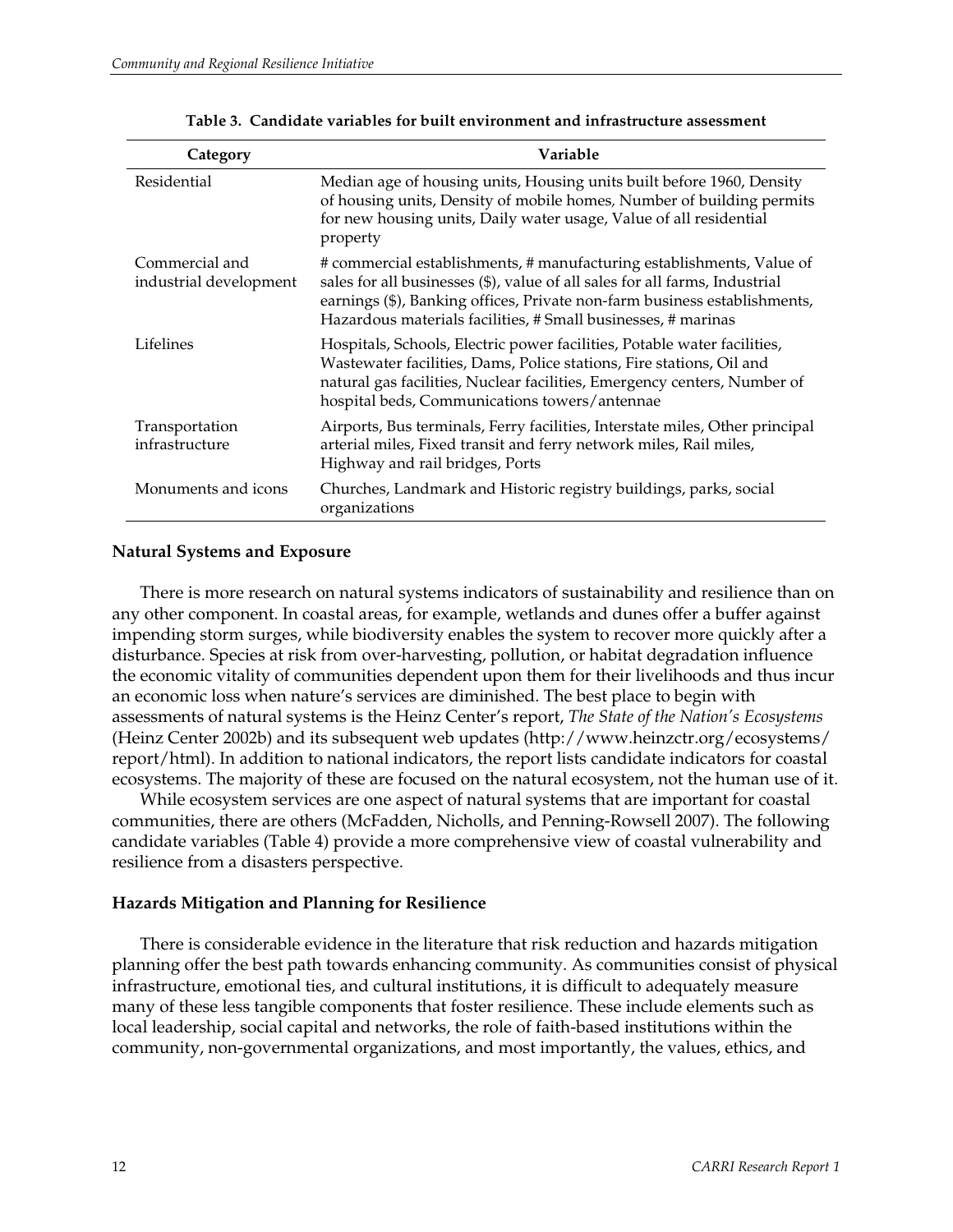**Table 3. Candidate variables for built environment and infrastructure assessment**

| Category | Variable |
|---|---|
| Residential | Median age of housing units, Housing units built before 1960, Density of housing units, Density of mobile homes, Number of building permits for new housing units, Daily water usage, Value of all residential property |
| Commercial and industrial development | # commercial establishments, # manufacturing establishments, Value of sales for all businesses ($), value of all sales for all farms, Industrial earnings ($), Banking offices, Private non-farm business establishments, Hazardous materials facilities, # Small businesses, # marinas |
| Lifelines | Hospitals, Schools, Electric power facilities, Potable water facilities, Wastewater facilities, Dams, Police stations, Fire stations, Oil and natural gas facilities, Nuclear facilities, Emergency centers, Number of hospital beds, Communications towers/antennae |
| Transportation infrastructure | Airports, Bus terminals, Ferry facilities, Interstate miles, Other principal arterial miles, Fixed transit and ferry network miles, Rail miles, Highway and rail bridges, Ports |
| Monuments and icons | Churches, Landmark and Historic registry buildings, parks, social organizations |

### Natural Systems and Exposure

There is more research on natural systems indicators of sustainability and resilience than on any other component. In coastal areas, for example, wetlands and dunes offer a buffer against impending storm surges, while biodiversity enables the system to recover more quickly after a disturbance. Species at risk from over-harvesting, pollution, or habitat degradation influence the economic vitality of communities dependent upon them for their livelihoods and thus incur an economic loss when nature's services are diminished. The best place to begin with assessments of natural systems is the Heinz Center's report, *The State of the Nation's Ecosystems* (Heinz Center 2002b) and its subsequent web updates (http://www.heinzctr.org/ecosystems/report/html). In addition to national indicators, the report lists candidate indicators for coastal ecosystems. The majority of these are focused on the natural ecosystem, not the human use of it.

While ecosystem services are one aspect of natural systems that are important for coastal communities, there are others (McFadden, Nicholls, and Penning-Rowsell 2007). The following candidate variables (Table 4) provide a more comprehensive view of coastal vulnerability and resilience from a disasters perspective.

### Hazards Mitigation and Planning for Resilience

There is considerable evidence in the literature that risk reduction and hazards mitigation planning offer the best path towards enhancing community. As communities consist of physical infrastructure, emotional ties, and cultural institutions, it is difficult to adequately measure many of these less tangible components that foster resilience. These include elements such as local leadership, social capital and networks, the role of faith-based institutions within the community, non-governmental organizations, and most importantly, the values, ethics, and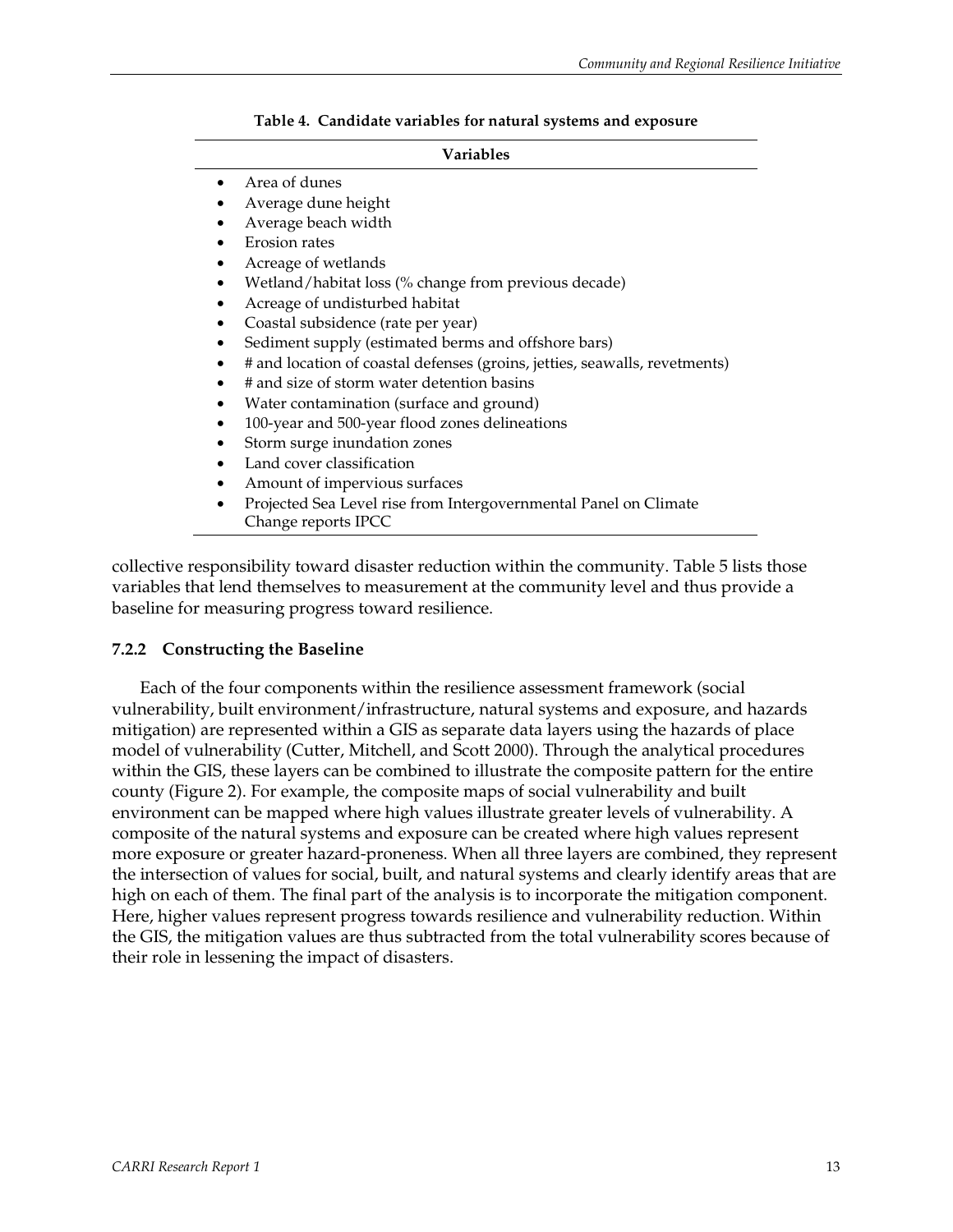**Table 4. Candidate variables for natural systems and exposure**

| Variables |
|---|
| • Area of dunes<br>• Average dune height<br>• Average beach width<br>• Erosion rates<br>• Acreage of wetlands<br>• Wetland/habitat loss (% change from previous decade)<br>• Acreage of undisturbed habitat<br>• Coastal subsidence (rate per year)<br>• Sediment supply (estimated berms and offshore bars)<br>• # and location of coastal defenses (groins, jetties, seawalls, revetments)<br>• # and size of storm water detention basins<br>• Water contamination (surface and ground)<br>• 100-year and 500-year flood zones delineations<br>• Storm surge inundation zones<br>• Land cover classification<br>• Amount of impervious surfaces<br>• Projected Sea Level rise from Intergovernmental Panel on Climate Change reports IPCC |

collective responsibility toward disaster reduction within the community. Table 5 lists those variables that lend themselves to measurement at the community level and thus provide a baseline for measuring progress toward resilience.

### 7.2.2 Constructing the Baseline

Each of the four components within the resilience assessment framework (social vulnerability, built environment/infrastructure, natural systems and exposure, and hazards mitigation) are represented within a GIS as separate data layers using the hazards of place model of vulnerability (Cutter, Mitchell, and Scott 2000). Through the analytical procedures within the GIS, these layers can be combined to illustrate the composite pattern for the entire county (Figure 2). For example, the composite maps of social vulnerability and built environment can be mapped where high values illustrate greater levels of vulnerability. A composite of the natural systems and exposure can be created where high values represent more exposure or greater hazard-proneness. When all three layers are combined, they represent the intersection of values for social, built, and natural systems and clearly identify areas that are high on each of them. The final part of the analysis is to incorporate the mitigation component. Here, higher values represent progress towards resilience and vulnerability reduction. Within the GIS, the mitigation values are thus subtracted from the total vulnerability scores because of their role in lessening the impact of disasters.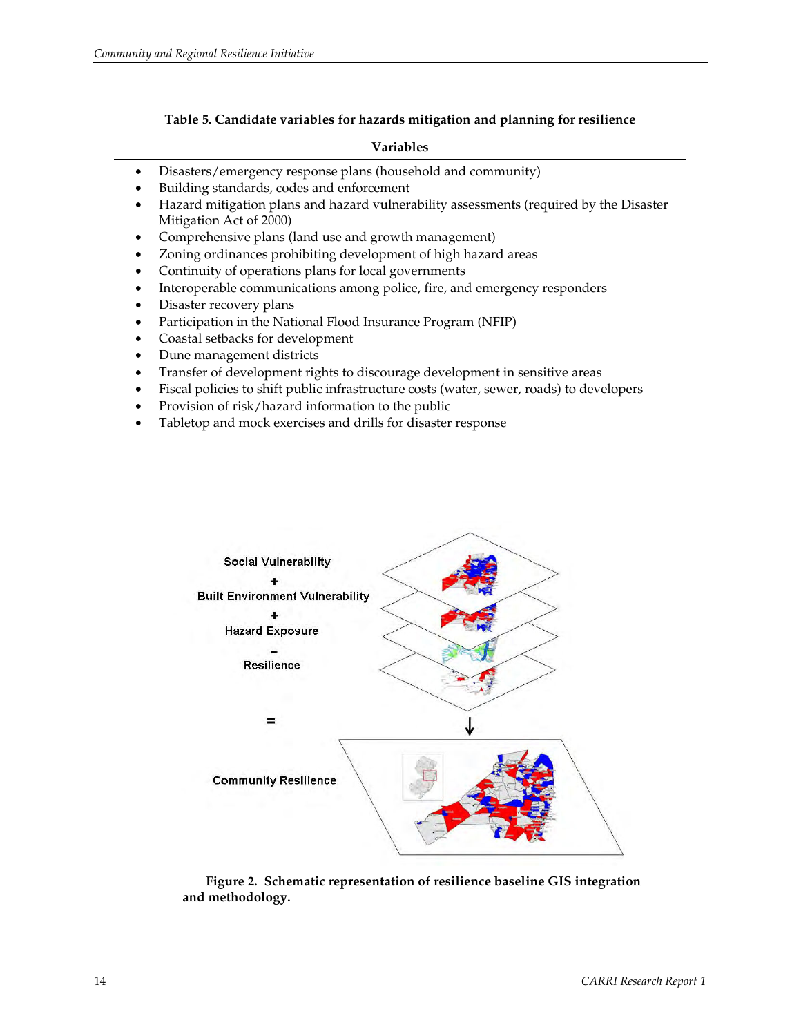**Table 5. Candidate variables for hazards mitigation and planning for resilience**

| Variables |
|---|
| • Disasters/emergency response plans (household and community) |
| • Building standards, codes and enforcement |
| • Hazard mitigation plans and hazard vulnerability assessments (required by the Disaster Mitigation Act of 2000) |
| • Comprehensive plans (land use and growth management) |
| • Zoning ordinances prohibiting development of high hazard areas |
| • Continuity of operations plans for local governments |
| • Interoperable communications among police, fire, and emergency responders |
| • Disaster recovery plans |
| • Participation in the National Flood Insurance Program (NFIP) |
| • Coastal setbacks for development |
| • Dune management districts |
| • Transfer of development rights to discourage development in sensitive areas |
| • Fiscal policies to shift public infrastructure costs (water, sewer, roads) to developers |
| • Provision of risk/hazard information to the public |
| • Tabletop and mock exercises and drills for disaster response |

Social Vulnerability + Built Environment Vulnerability + Hazard Exposure - Resilience = Community Resilience

**Figure 2. Schematic representation of resilience baseline GIS integration and methodology.**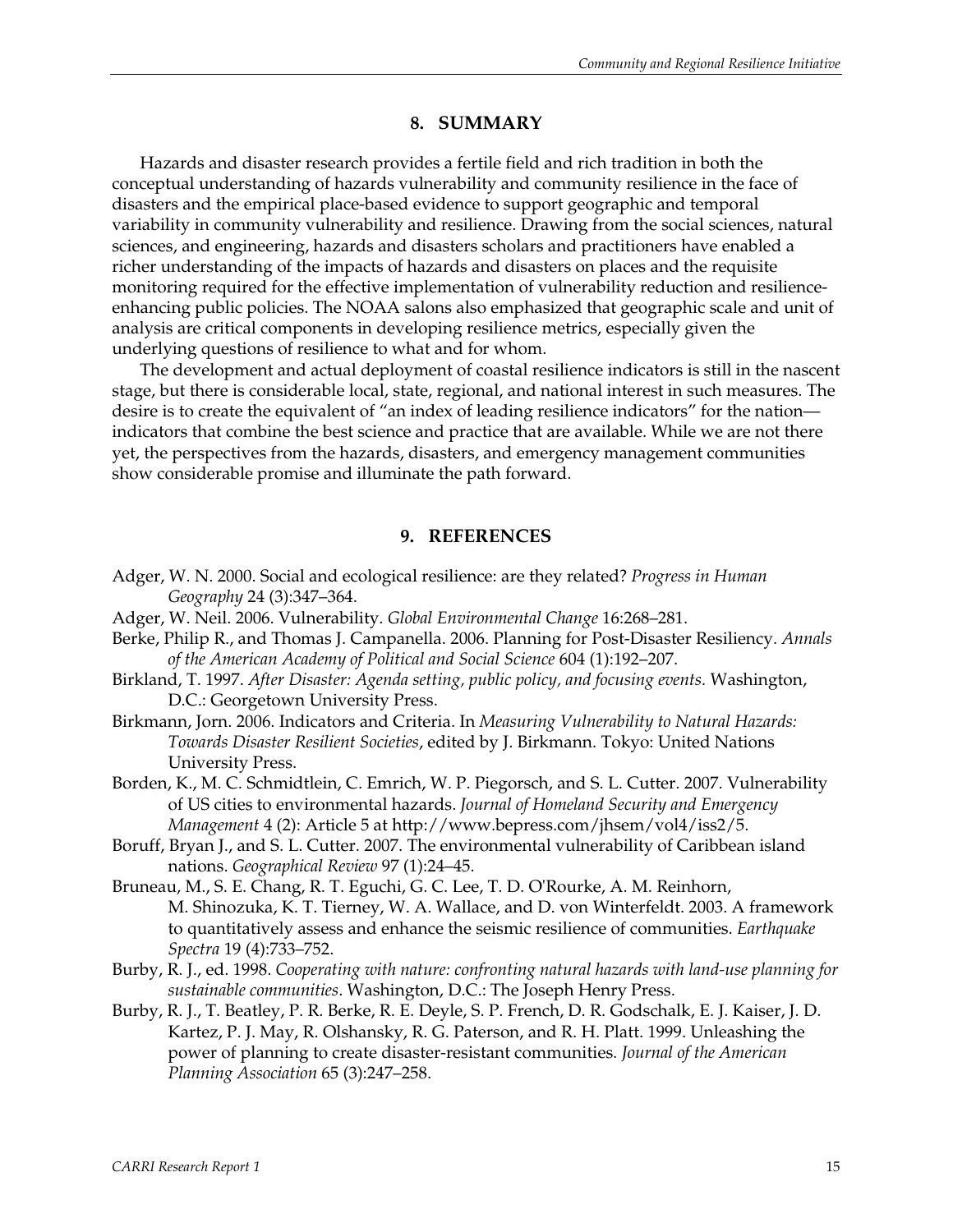## 8. SUMMARY

Hazards and disaster research provides a fertile field and rich tradition in both the conceptual understanding of hazards vulnerability and community resilience in the face of disasters and the empirical place-based evidence to support geographic and temporal variability in community vulnerability and resilience. Drawing from the social sciences, natural sciences, and engineering, hazards and disasters scholars and practitioners have enabled a richer understanding of the impacts of hazards and disasters on places and the requisite monitoring required for the effective implementation of vulnerability reduction and resilience-enhancing public policies. The NOAA salons also emphasized that geographic scale and unit of analysis are critical components in developing resilience metrics, especially given the underlying questions of resilience to what and for whom.

The development and actual deployment of coastal resilience indicators is still in the nascent stage, but there is considerable local, state, regional, and national interest in such measures. The desire is to create the equivalent of "an index of leading resilience indicators" for the nation—indicators that combine the best science and practice that are available. While we are not there yet, the perspectives from the hazards, disasters, and emergency management communities show considerable promise and illuminate the path forward.

## 9. REFERENCES

Adger, W. N. 2000. Social and ecological resilience: are they related? *Progress in Human Geography* 24 (3):347–364.

Adger, W. Neil. 2006. Vulnerability. *Global Environmental Change* 16:268–281.

Berke, Philip R., and Thomas J. Campanella. 2006. Planning for Post-Disaster Resiliency. *Annals of the American Academy of Political and Social Science* 604 (1):192–207.

Birkland, T. 1997. *After Disaster: Agenda setting, public policy, and focusing events.* Washington, D.C.: Georgetown University Press.

Birkmann, Jorn. 2006. Indicators and Criteria. In *Measuring Vulnerability to Natural Hazards: Towards Disaster Resilient Societies*, edited by J. Birkmann. Tokyo: United Nations University Press.

Borden, K., M. C. Schmidtlein, C. Emrich, W. P. Piegorsch, and S. L. Cutter. 2007. Vulnerability of US cities to environmental hazards. *Journal of Homeland Security and Emergency Management* 4 (2): Article 5 at http://www.bepress.com/jhsem/vol4/iss2/5.

Boruff, Bryan J., and S. L. Cutter. 2007. The environmental vulnerability of Caribbean island nations. *Geographical Review* 97 (1):24–45.

Bruneau, M., S. E. Chang, R. T. Eguchi, G. C. Lee, T. D. O'Rourke, A. M. Reinhorn, M. Shinozuka, K. T. Tierney, W. A. Wallace, and D. von Winterfeldt. 2003. A framework to quantitatively assess and enhance the seismic resilience of communities. *Earthquake Spectra* 19 (4):733–752.

Burby, R. J., ed. 1998. *Cooperating with nature: confronting natural hazards with land-use planning for sustainable communities*. Washington, D.C.: The Joseph Henry Press.

Burby, R. J., T. Beatley, P. R. Berke, R. E. Deyle, S. P. French, D. R. Godschalk, E. J. Kaiser, J. D. Kartez, P. J. May, R. Olshansky, R. G. Paterson, and R. H. Platt. 1999. Unleashing the power of planning to create disaster-resistant communities. *Journal of the American Planning Association* 65 (3):247–258.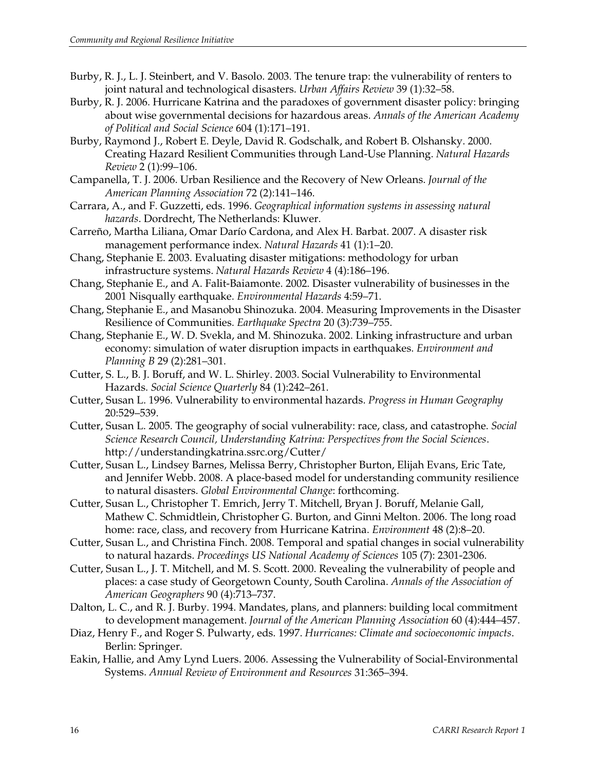Burby, R. J., L. J. Steinbert, and V. Basolo. 2003. The tenure trap: the vulnerability of renters to joint natural and technological disasters. *Urban Affairs Review* 39 (1):32–58.

Burby, R. J. 2006. Hurricane Katrina and the paradoxes of government disaster policy: bringing about wise governmental decisions for hazardous areas. *Annals of the American Academy of Political and Social Science* 604 (1):171–191.

Burby, Raymond J., Robert E. Deyle, David R. Godschalk, and Robert B. Olshansky. 2000. Creating Hazard Resilient Communities through Land-Use Planning. *Natural Hazards Review* 2 (1):99–106.

Campanella, T. J. 2006. Urban Resilience and the Recovery of New Orleans. *Journal of the American Planning Association* 72 (2):141–146.

Carrara, A., and F. Guzzetti, eds. 1996. *Geographical information systems in assessing natural hazards*. Dordrecht, The Netherlands: Kluwer.

Carreño, Martha Liliana, Omar Darío Cardona, and Alex H. Barbat. 2007. A disaster risk management performance index. *Natural Hazards* 41 (1):1–20.

Chang, Stephanie E. 2003. Evaluating disaster mitigations: methodology for urban infrastructure systems. *Natural Hazards Review* 4 (4):186–196.

Chang, Stephanie E., and A. Falit-Baiamonte. 2002. Disaster vulnerability of businesses in the 2001 Nisqually earthquake. *Environmental Hazards* 4:59–71.

Chang, Stephanie E., and Masanobu Shinozuka. 2004. Measuring Improvements in the Disaster Resilience of Communities. *Earthquake Spectra* 20 (3):739–755.

Chang, Stephanie E., W. D. Svekla, and M. Shinozuka. 2002. Linking infrastructure and urban economy: simulation of water disruption impacts in earthquakes. *Environment and Planning B* 29 (2):281–301.

Cutter, S. L., B. J. Boruff, and W. L. Shirley. 2003. Social Vulnerability to Environmental Hazards. *Social Science Quarterly* 84 (1):242–261.

Cutter, Susan L. 1996. Vulnerability to environmental hazards. *Progress in Human Geography* 20:529–539.

Cutter, Susan L. 2005. The geography of social vulnerability: race, class, and catastrophe. *Social Science Research Council, Understanding Katrina: Perspectives from the Social Sciences*. http://understandingkatrina.ssrc.org/Cutter/

Cutter, Susan L., Lindsey Barnes, Melissa Berry, Christopher Burton, Elijah Evans, Eric Tate, and Jennifer Webb. 2008. A place-based model for understanding community resilience to natural disasters. *Global Environmental Change*: forthcoming.

Cutter, Susan L., Christopher T. Emrich, Jerry T. Mitchell, Bryan J. Boruff, Melanie Gall, Mathew C. Schmidtlein, Christopher G. Burton, and Ginni Melton. 2006. The long road home: race, class, and recovery from Hurricane Katrina. *Environment* 48 (2):8–20.

Cutter, Susan L., and Christina Finch. 2008. Temporal and spatial changes in social vulnerability to natural hazards. *Proceedings US National Academy of Sciences* 105 (7): 2301-2306.

Cutter, Susan L., J. T. Mitchell, and M. S. Scott. 2000. Revealing the vulnerability of people and places: a case study of Georgetown County, South Carolina. *Annals of the Association of American Geographers* 90 (4):713–737.

Dalton, L. C., and R. J. Burby. 1994. Mandates, plans, and planners: building local commitment to development management. *Journal of the American Planning Association* 60 (4):444–457.

Diaz, Henry F., and Roger S. Pulwarty, eds. 1997. *Hurricanes: Climate and socioeconomic impacts*. Berlin: Springer.

Eakin, Hallie, and Amy Lynd Luers. 2006. Assessing the Vulnerability of Social-Environmental Systems. *Annual Review of Environment and Resources* 31:365–394.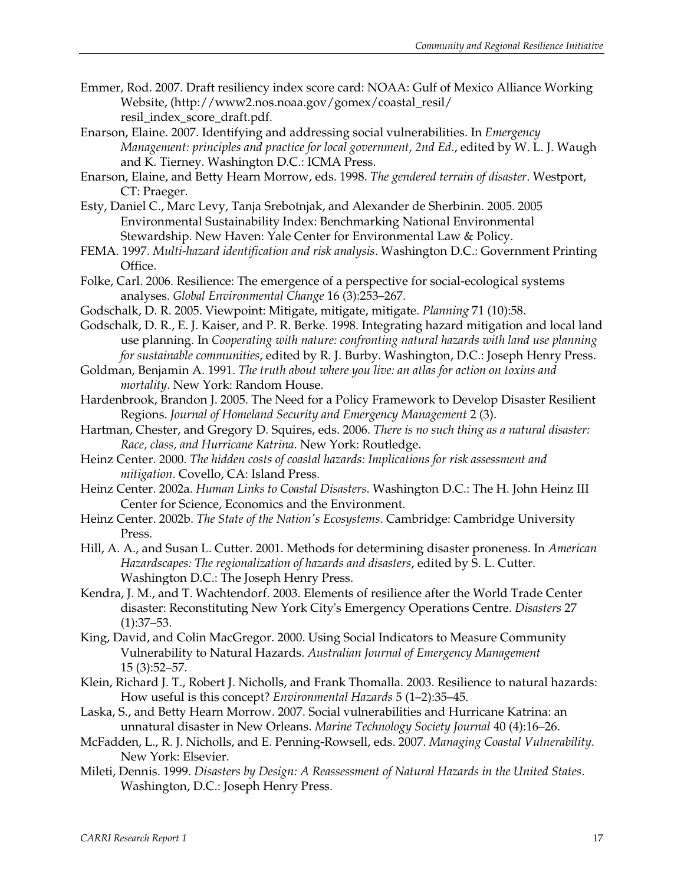Emmer, Rod. 2007. Draft resiliency index score card: NOAA: Gulf of Mexico Alliance Working Website, (http://www2.nos.noaa.gov/gomex/coastal_resil/resil_index_score_draft.pdf.

Enarson, Elaine. 2007. Identifying and addressing social vulnerabilities. In *Emergency Management: principles and practice for local government, 2nd Ed.*, edited by W. L. J. Waugh and K. Tierney. Washington D.C.: ICMA Press.

Enarson, Elaine, and Betty Hearn Morrow, eds. 1998. *The gendered terrain of disaster*. Westport, CT: Praeger.

Esty, Daniel C., Marc Levy, Tanja Srebotnjak, and Alexander de Sherbinin. 2005. 2005 Environmental Sustainability Index: Benchmarking National Environmental Stewardship. New Haven: Yale Center for Environmental Law & Policy.

FEMA. 1997. *Multi-hazard identification and risk analysis*. Washington D.C.: Government Printing Office.

Folke, Carl. 2006. Resilience: The emergence of a perspective for social-ecological systems analyses. *Global Environmental Change* 16 (3):253–267.

Godschalk, D. R. 2005. Viewpoint: Mitigate, mitigate, mitigate. *Planning* 71 (10):58.

Godschalk, D. R., E. J. Kaiser, and P. R. Berke. 1998. Integrating hazard mitigation and local land use planning. In *Cooperating with nature: confronting natural hazards with land use planning for sustainable communities*, edited by R. J. Burby. Washington, D.C.: Joseph Henry Press.

Goldman, Benjamin A. 1991. *The truth about where you live: an atlas for action on toxins and mortality*. New York: Random House.

Hardenbrook, Brandon J. 2005. The Need for a Policy Framework to Develop Disaster Resilient Regions. *Journal of Homeland Security and Emergency Management* 2 (3).

Hartman, Chester, and Gregory D. Squires, eds. 2006. *There is no such thing as a natural disaster: Race, class, and Hurricane Katrina*. New York: Routledge.

Heinz Center. 2000. *The hidden costs of coastal hazards: Implications for risk assessment and mitigation*. Covello, CA: Island Press.

Heinz Center. 2002a. *Human Links to Coastal Disasters*. Washington D.C.: The H. John Heinz III Center for Science, Economics and the Environment.

Heinz Center. 2002b. *The State of the Nation's Ecosystems*. Cambridge: Cambridge University Press.

Hill, A. A., and Susan L. Cutter. 2001. Methods for determining disaster proneness. In *American Hazardscapes: The regionalization of hazards and disasters*, edited by S. L. Cutter. Washington D.C.: The Joseph Henry Press.

Kendra, J. M., and T. Wachtendorf. 2003. Elements of resilience after the World Trade Center disaster: Reconstituting New York City's Emergency Operations Centre. *Disasters* 27 (1):37–53.

King, David, and Colin MacGregor. 2000. Using Social Indicators to Measure Community Vulnerability to Natural Hazards. *Australian Journal of Emergency Management* 15 (3):52–57.

Klein, Richard J. T., Robert J. Nicholls, and Frank Thomalla. 2003. Resilience to natural hazards: How useful is this concept? *Environmental Hazards* 5 (1–2):35–45.

Laska, S., and Betty Hearn Morrow. 2007. Social vulnerabilities and Hurricane Katrina: an unnatural disaster in New Orleans. *Marine Technology Society Journal* 40 (4):16–26.

McFadden, L., R. J. Nicholls, and E. Penning-Rowsell, eds. 2007. *Managing Coastal Vulnerability*. New York: Elsevier.

Mileti, Dennis. 1999. *Disasters by Design: A Reassessment of Natural Hazards in the United States*. Washington, D.C.: Joseph Henry Press.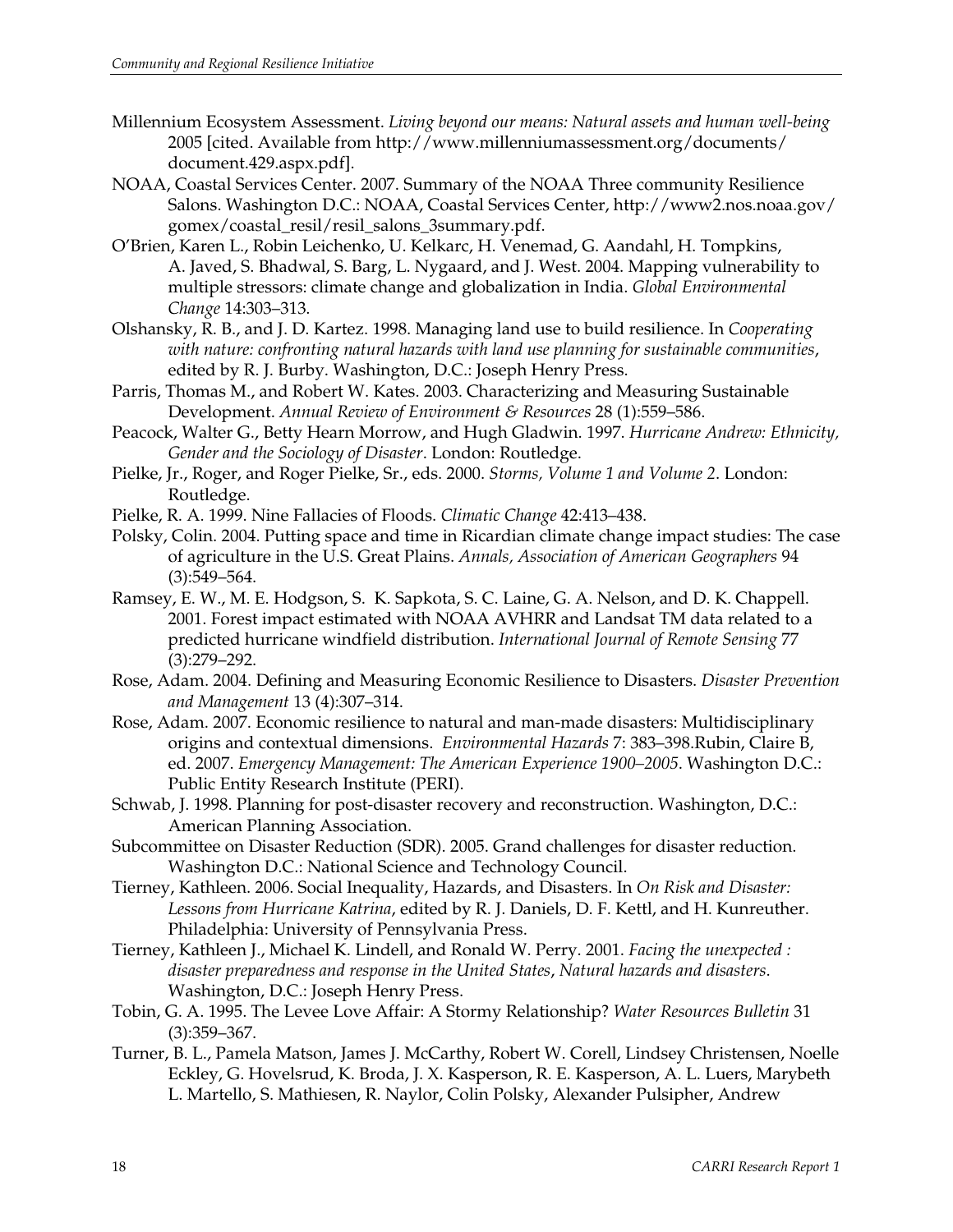Millennium Ecosystem Assessment. *Living beyond our means: Natural assets and human well-being* 2005 [cited. Available from http://www.millenniumassessment.org/documents/document.429.aspx.pdf].

NOAA, Coastal Services Center. 2007. Summary of the NOAA Three community Resilience Salons. Washington D.C.: NOAA, Coastal Services Center, http://www2.nos.noaa.gov/gomex/coastal_resil/resil_salons_3summary.pdf.

O'Brien, Karen L., Robin Leichenko, U. Kelkarc, H. Venemad, G. Aandahl, H. Tompkins, A. Javed, S. Bhadwal, S. Barg, L. Nygaard, and J. West. 2004. Mapping vulnerability to multiple stressors: climate change and globalization in India. *Global Environmental Change* 14:303–313.

Olshansky, R. B., and J. D. Kartez. 1998. Managing land use to build resilience. In *Cooperating with nature: confronting natural hazards with land use planning for sustainable communities*, edited by R. J. Burby. Washington, D.C.: Joseph Henry Press.

Parris, Thomas M., and Robert W. Kates. 2003. Characterizing and Measuring Sustainable Development. *Annual Review of Environment & Resources* 28 (1):559–586.

Peacock, Walter G., Betty Hearn Morrow, and Hugh Gladwin. 1997. *Hurricane Andrew: Ethnicity, Gender and the Sociology of Disaster*. London: Routledge.

Pielke, Jr., Roger, and Roger Pielke, Sr., eds. 2000. *Storms, Volume 1 and Volume 2*. London: Routledge.

Pielke, R. A. 1999. Nine Fallacies of Floods. *Climatic Change* 42:413–438.

Polsky, Colin. 2004. Putting space and time in Ricardian climate change impact studies: The case of agriculture in the U.S. Great Plains. *Annals, Association of American Geographers* 94 (3):549–564.

Ramsey, E. W., M. E. Hodgson, S. K. Sapkota, S. C. Laine, G. A. Nelson, and D. K. Chappell. 2001. Forest impact estimated with NOAA AVHRR and Landsat TM data related to a predicted hurricane windfield distribution. *International Journal of Remote Sensing* 77 (3):279–292.

Rose, Adam. 2004. Defining and Measuring Economic Resilience to Disasters. *Disaster Prevention and Management* 13 (4):307–314.

Rose, Adam. 2007. Economic resilience to natural and man-made disasters: Multidisciplinary origins and contextual dimensions. *Environmental Hazards* 7: 383–398.Rubin, Claire B, ed. 2007. *Emergency Management: The American Experience 1900–2005*. Washington D.C.: Public Entity Research Institute (PERI).

Schwab, J. 1998. Planning for post-disaster recovery and reconstruction. Washington, D.C.: American Planning Association.

Subcommittee on Disaster Reduction (SDR). 2005. Grand challenges for disaster reduction. Washington D.C.: National Science and Technology Council.

Tierney, Kathleen. 2006. Social Inequality, Hazards, and Disasters. In *On Risk and Disaster: Lessons from Hurricane Katrina*, edited by R. J. Daniels, D. F. Kettl, and H. Kunreuther. Philadelphia: University of Pennsylvania Press.

Tierney, Kathleen J., Michael K. Lindell, and Ronald W. Perry. 2001. *Facing the unexpected : disaster preparedness and response in the United States*, *Natural hazards and disasters*. Washington, D.C.: Joseph Henry Press.

Tobin, G. A. 1995. The Levee Love Affair: A Stormy Relationship? *Water Resources Bulletin* 31 (3):359–367.

Turner, B. L., Pamela Matson, James J. McCarthy, Robert W. Corell, Lindsey Christensen, Noelle Eckley, G. Hovelsrud, K. Broda, J. X. Kasperson, R. E. Kasperson, A. L. Luers, Marybeth L. Martello, S. Mathiesen, R. Naylor, Colin Polsky, Alexander Pulsipher, Andrew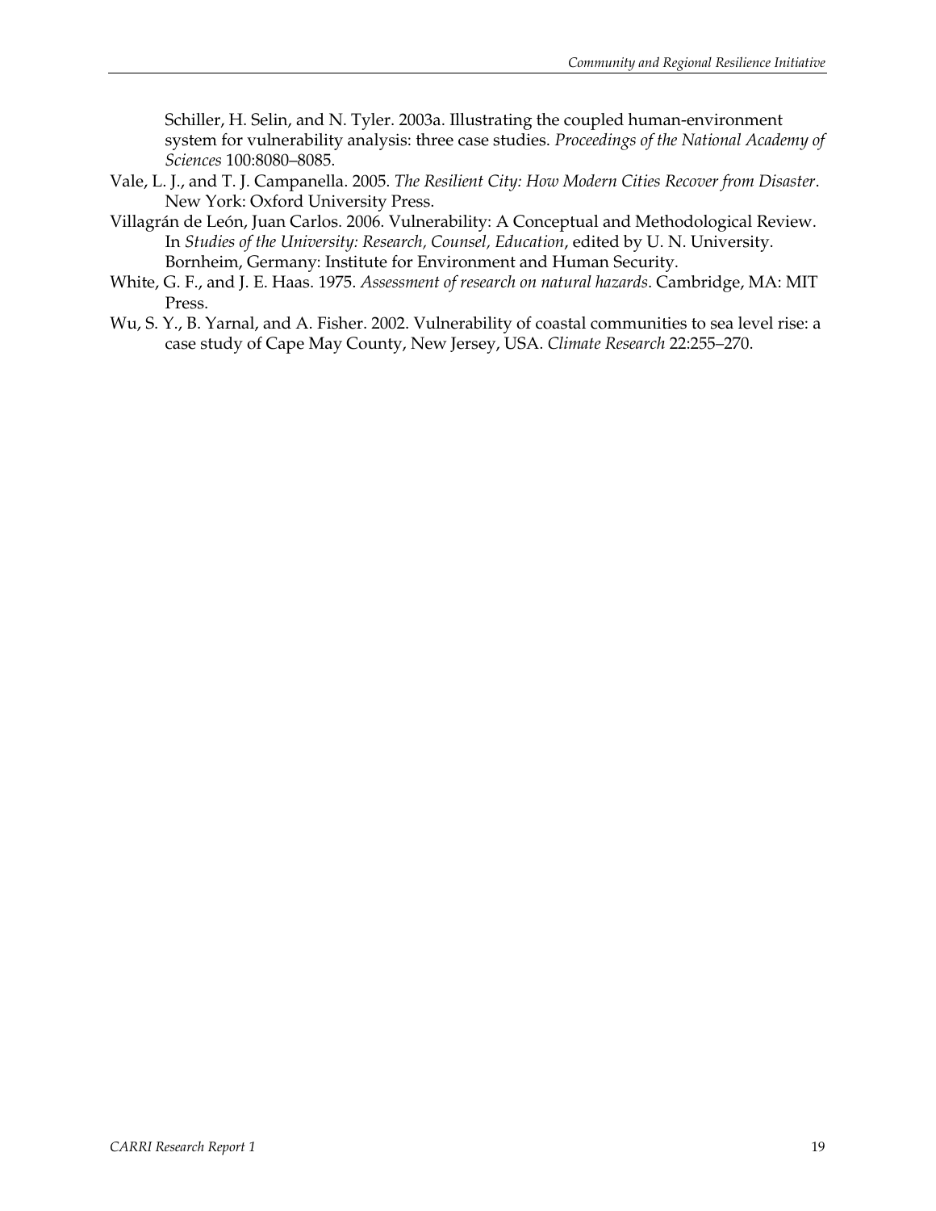Schiller, H. Selin, and N. Tyler. 2003a. Illustrating the coupled human-environment system for vulnerability analysis: three case studies. *Proceedings of the National Academy of Sciences* 100:8080–8085.

Vale, L. J., and T. J. Campanella. 2005. *The Resilient City: How Modern Cities Recover from Disaster*. New York: Oxford University Press.

Villagrán de León, Juan Carlos. 2006. Vulnerability: A Conceptual and Methodological Review. In *Studies of the University: Research, Counsel, Education*, edited by U. N. University. Bornheim, Germany: Institute for Environment and Human Security.

White, G. F., and J. E. Haas. 1975. *Assessment of research on natural hazards*. Cambridge, MA: MIT Press.

Wu, S. Y., B. Yarnal, and A. Fisher. 2002. Vulnerability of coastal communities to sea level rise: a case study of Cape May County, New Jersey, USA. *Climate Research* 22:255–270.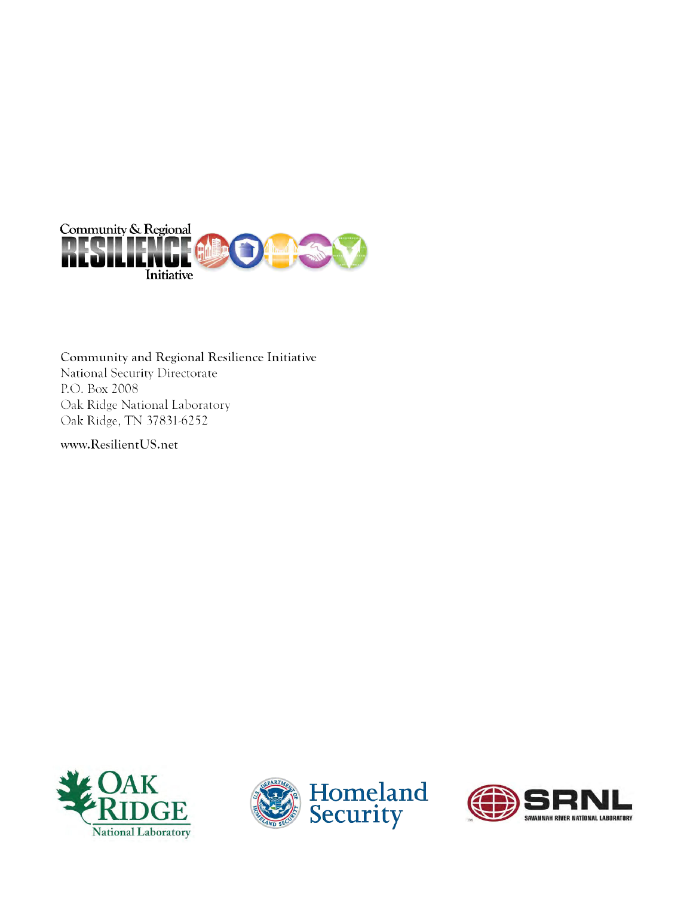Community and Regional Resilience Initiative
National Security Directorate
P.O. Box 2008
Oak Ridge National Laboratory
Oak Ridge, TN 37831-6252

www.ResilientUS.net